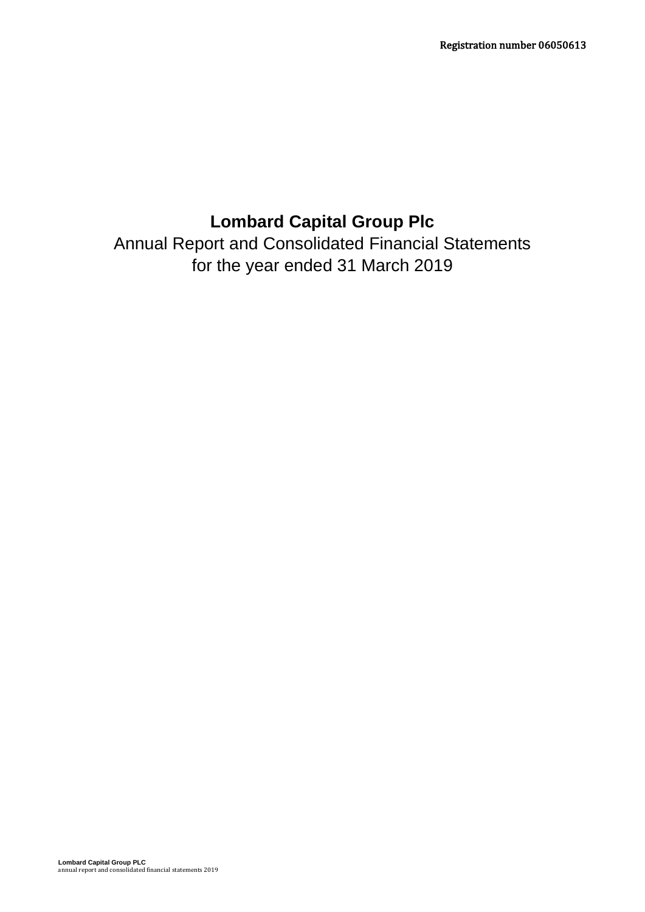Registration number 06050613

# Lombard Capital Group Plc

Annual Report and Consolidated Financial Statements
for the year ended 31 March 2019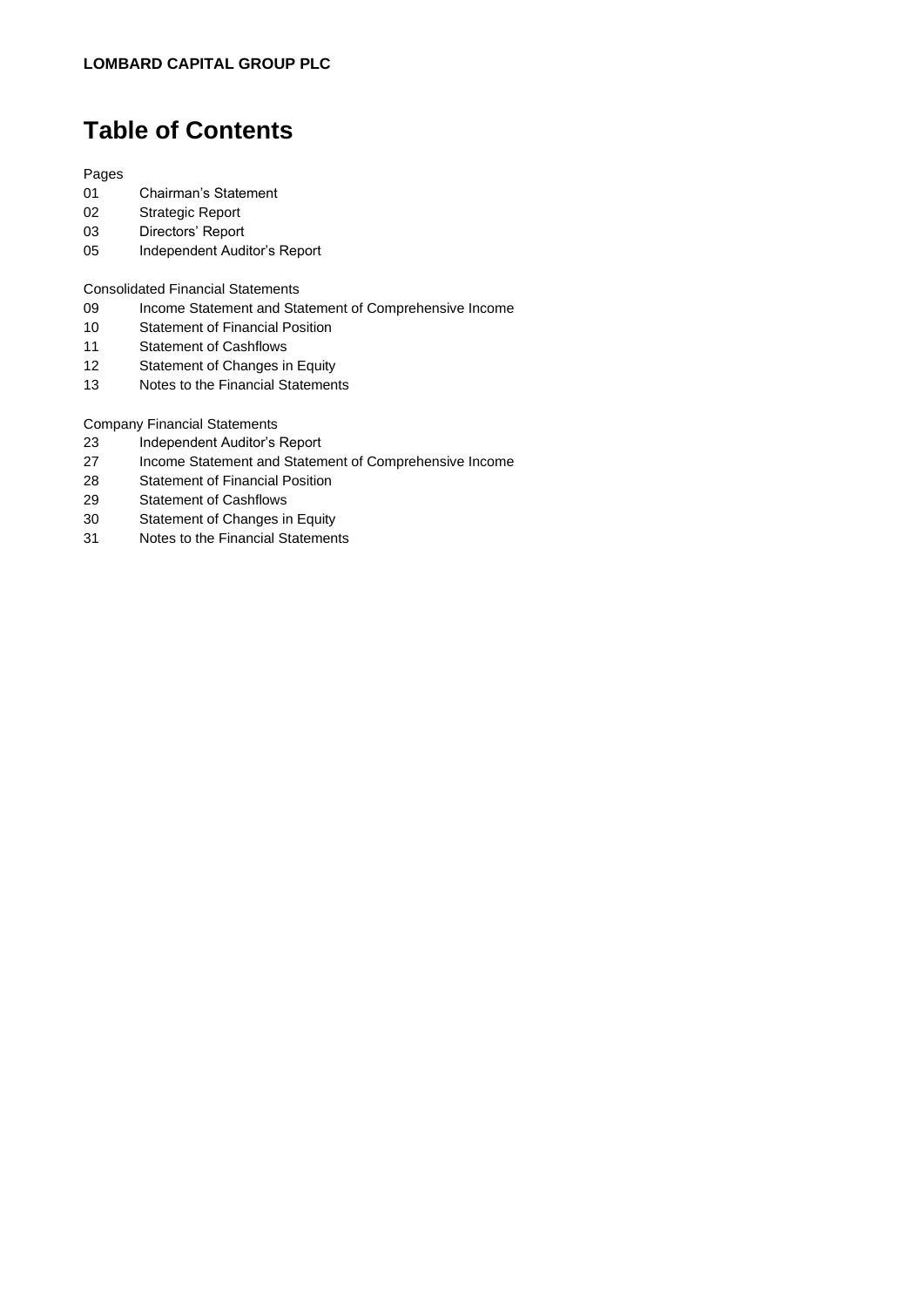**LOMBARD CAPITAL GROUP PLC**

# Table of Contents

| Pages | |
|---|---|
| 01 | Chairman's Statement |
| 02 | Strategic Report |
| 03 | Directors' Report |
| 05 | Independent Auditor's Report |
| | |
| | Consolidated Financial Statements |
| 09 | Income Statement and Statement of Comprehensive Income |
| 10 | Statement of Financial Position |
| 11 | Statement of Cashflows |
| 12 | Statement of Changes in Equity |
| 13 | Notes to the Financial Statements |
| | |
| | Company Financial Statements |
| 23 | Independent Auditor's Report |
| 27 | Income Statement and Statement of Comprehensive Income |
| 28 | Statement of Financial Position |
| 29 | Statement of Cashflows |
| 30 | Statement of Changes in Equity |
| 31 | Notes to the Financial Statements |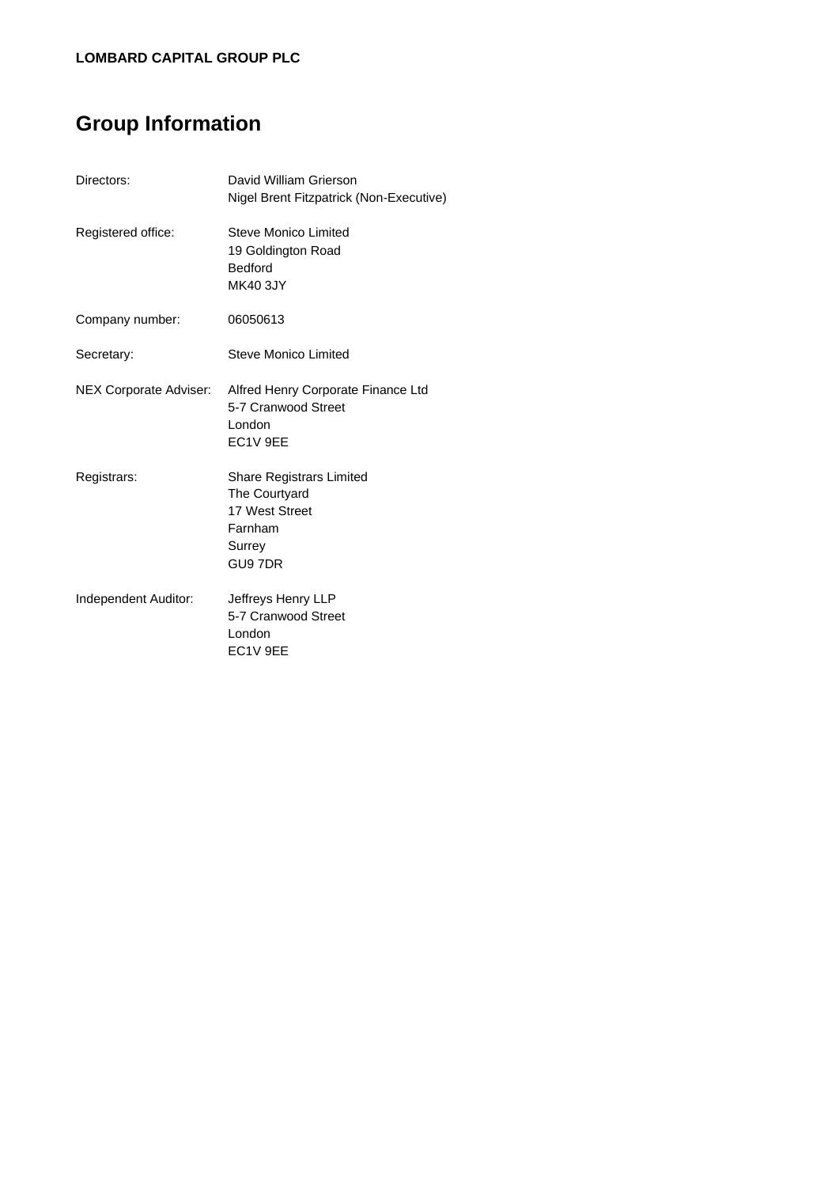**LOMBARD CAPITAL GROUP PLC**

# Group Information

| | |
|---|---|
| Directors: | David William Grierson<br>Nigel Brent Fitzpatrick (Non-Executive) |
| Registered office: | Steve Monico Limited<br>19 Goldington Road<br>Bedford<br>MK40 3JY |
| Company number: | 06050613 |
| Secretary: | Steve Monico Limited |
| NEX Corporate Adviser: | Alfred Henry Corporate Finance Ltd<br>5-7 Cranwood Street<br>London<br>EC1V 9EE |
| Registrars: | Share Registrars Limited<br>The Courtyard<br>17 West Street<br>Farnham<br>Surrey<br>GU9 7DR |
| Independent Auditor: | Jeffreys Henry LLP<br>5-7 Cranwood Street<br>London<br>EC1V 9EE |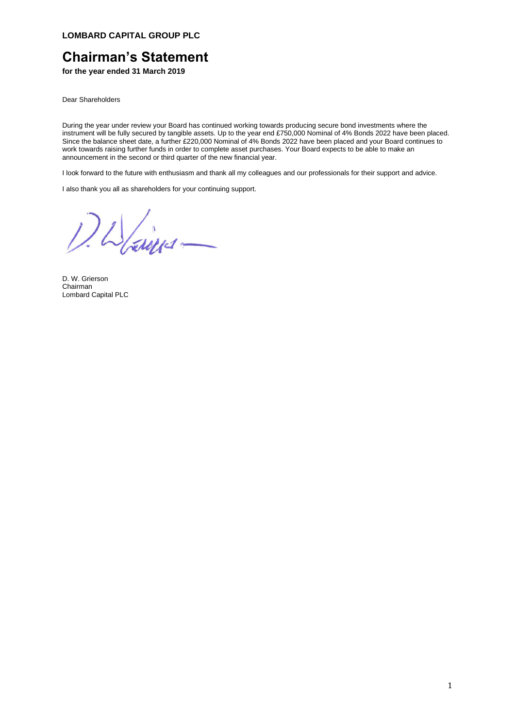**LOMBARD CAPITAL GROUP PLC**

# Chairman's Statement

**for the year ended 31 March 2019**

Dear Shareholders

During the year under review your Board has continued working towards producing secure bond investments where the instrument will be fully secured by tangible assets. Up to the year end £750,000 Nominal of 4% Bonds 2022 have been placed. Since the balance sheet date, a further £220,000 Nominal of 4% Bonds 2022 have been placed and your Board continues to work towards raising further funds in order to complete asset purchases. Your Board expects to be able to make an announcement in the second or third quarter of the new financial year.

I look forward to the future with enthusiasm and thank all my colleagues and our professionals for their support and advice.

I also thank you all as shareholders for your continuing support.

D. W. Grierson
Chairman
Lombard Capital PLC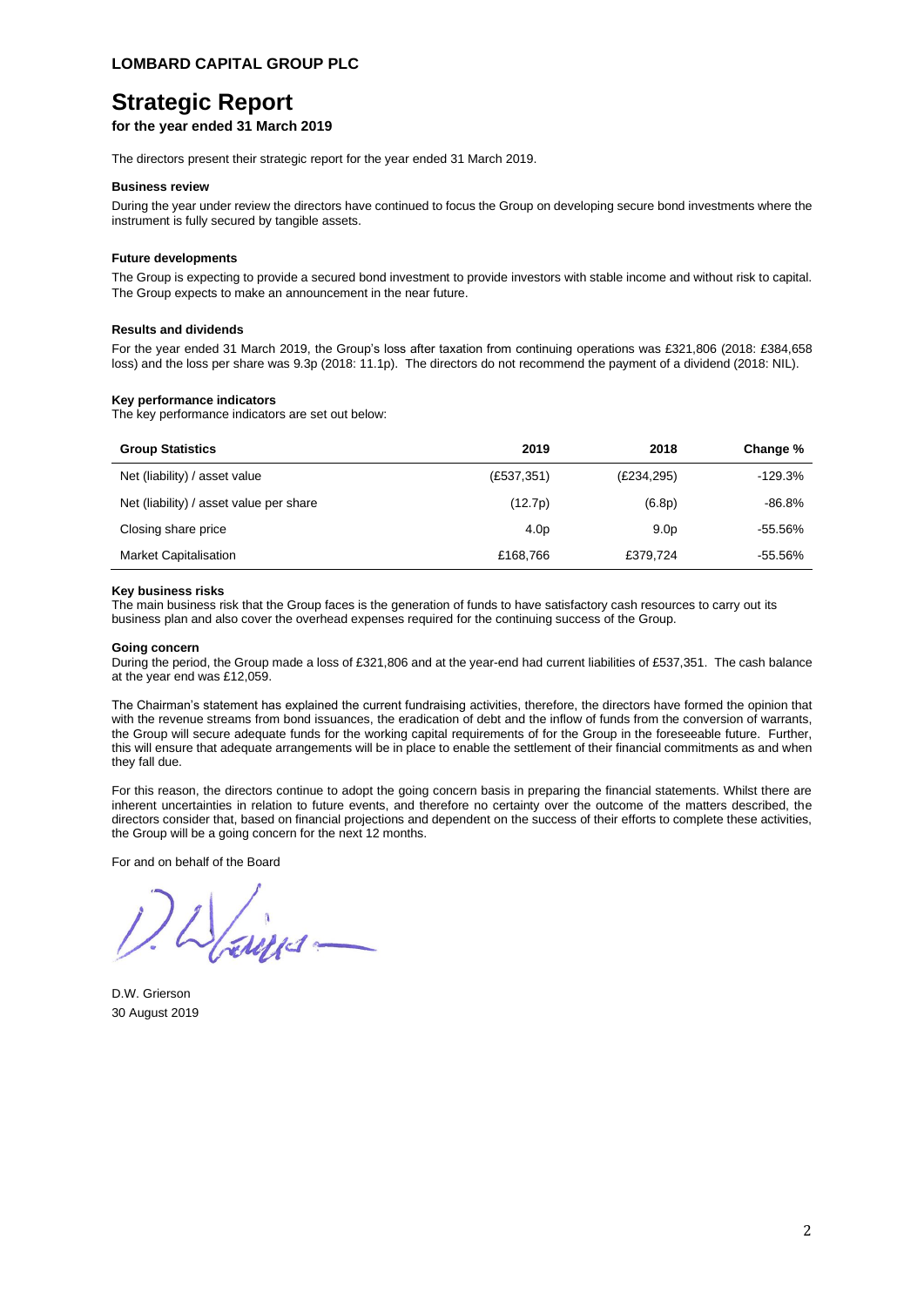**LOMBARD CAPITAL GROUP PLC**

# Strategic Report

**for the year ended 31 March 2019**

The directors present their strategic report for the year ended 31 March 2019.

**Business review**

During the year under review the directors have continued to focus the Group on developing secure bond investments where the instrument is fully secured by tangible assets.

**Future developments**

The Group is expecting to provide a secured bond investment to provide investors with stable income and without risk to capital. The Group expects to make an announcement in the near future.

**Results and dividends**

For the year ended 31 March 2019, the Group's loss after taxation from continuing operations was £321,806 (2018: £384,658 loss) and the loss per share was 9.3p (2018: 11.1p). The directors do not recommend the payment of a dividend (2018: NIL).

**Key performance indicators**

The key performance indicators are set out below:

| Group Statistics | 2019 | 2018 | Change % |
|---|---|---|---|
| Net (liability) / asset value | (£537,351) | (£234,295) | -129.3% |
| Net (liability) / asset value per share | (12.7p) | (6.8p) | -86.8% |
| Closing share price | 4.0p | 9.0p | -55.56% |
| Market Capitalisation | £168,766 | £379,724 | -55.56% |

**Key business risks**

The main business risk that the Group faces is the generation of funds to have satisfactory cash resources to carry out its business plan and also cover the overhead expenses required for the continuing success of the Group.

**Going concern**

During the period, the Group made a loss of £321,806 and at the year-end had current liabilities of £537,351. The cash balance at the year end was £12,059.

The Chairman's statement has explained the current fundraising activities, therefore, the directors have formed the opinion that with the revenue streams from bond issuances, the eradication of debt and the inflow of funds from the conversion of warrants, the Group will secure adequate funds for the working capital requirements of for the Group in the foreseeable future. Further, this will ensure that adequate arrangements will be in place to enable the settlement of their financial commitments as and when they fall due.

For this reason, the directors continue to adopt the going concern basis in preparing the financial statements. Whilst there are inherent uncertainties in relation to future events, and therefore no certainty over the outcome of the matters described, the directors consider that, based on financial projections and dependent on the success of their efforts to complete these activities, the Group will be a going concern for the next 12 months.

For and on behalf of the Board

D.W. Grierson
30 August 2019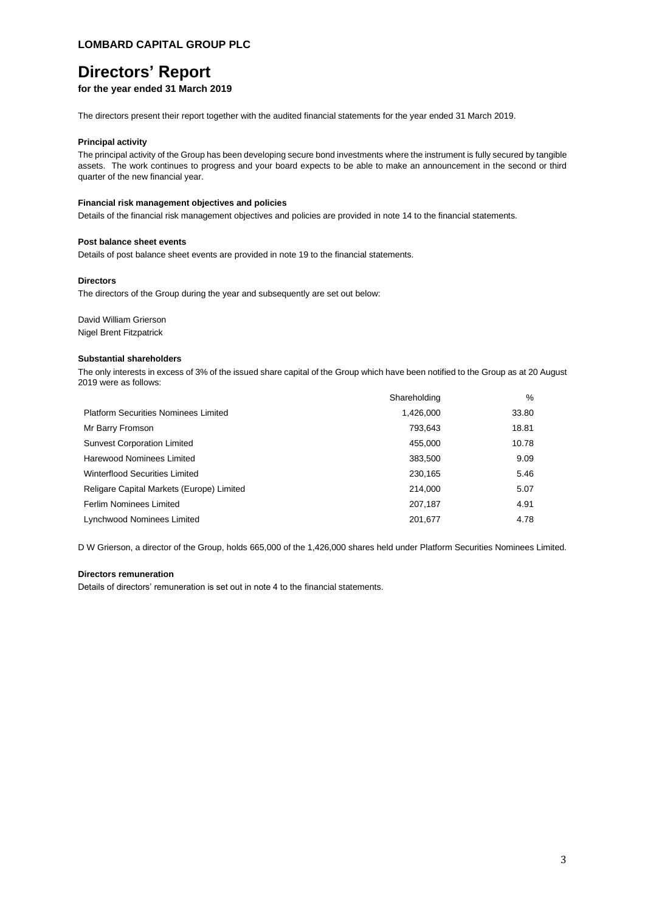**LOMBARD CAPITAL GROUP PLC**

# Directors' Report

**for the year ended 31 March 2019**

The directors present their report together with the audited financial statements for the year ended 31 March 2019.

### Principal activity

The principal activity of the Group has been developing secure bond investments where the instrument is fully secured by tangible assets. The work continues to progress and your board expects to be able to make an announcement in the second or third quarter of the new financial year.

### Financial risk management objectives and policies

Details of the financial risk management objectives and policies are provided in note 14 to the financial statements.

### Post balance sheet events

Details of post balance sheet events are provided in note 19 to the financial statements.

### Directors

The directors of the Group during the year and subsequently are set out below:

David William Grierson
Nigel Brent Fitzpatrick

### Substantial shareholders

The only interests in excess of 3% of the issued share capital of the Group which have been notified to the Group as at 20 August 2019 were as follows:

| | Shareholding | % |
|---|---|---|
| Platform Securities Nominees Limited | 1,426,000 | 33.80 |
| Mr Barry Fromson | 793,643 | 18.81 |
| Sunvest Corporation Limited | 455,000 | 10.78 |
| Harewood Nominees Limited | 383,500 | 9.09 |
| Winterflood Securities Limited | 230,165 | 5.46 |
| Religare Capital Markets (Europe) Limited | 214,000 | 5.07 |
| Ferlim Nominees Limited | 207,187 | 4.91 |
| Lynchwood Nominees Limited | 201,677 | 4.78 |

D W Grierson, a director of the Group, holds 665,000 of the 1,426,000 shares held under Platform Securities Nominees Limited.

### Directors remuneration

Details of directors' remuneration is set out in note 4 to the financial statements.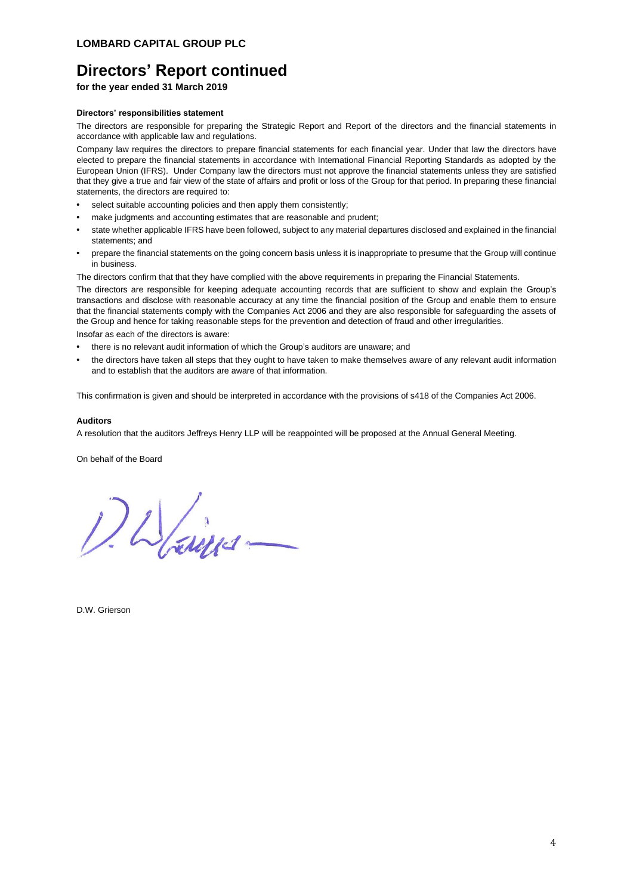# Directors' Report continued

**for the year ended 31 March 2019**

**Directors' responsibilities statement**

The directors are responsible for preparing the Strategic Report and Report of the directors and the financial statements in accordance with applicable law and regulations.

Company law requires the directors to prepare financial statements for each financial year. Under that law the directors have elected to prepare the financial statements in accordance with International Financial Reporting Standards as adopted by the European Union (IFRS). Under Company law the directors must not approve the financial statements unless they are satisfied that they give a true and fair view of the state of affairs and profit or loss of the Group for that period. In preparing these financial statements, the directors are required to:

- select suitable accounting policies and then apply them consistently;
- make judgments and accounting estimates that are reasonable and prudent;
- state whether applicable IFRS have been followed, subject to any material departures disclosed and explained in the financial statements; and
- prepare the financial statements on the going concern basis unless it is inappropriate to presume that the Group will continue in business.

The directors confirm that that they have complied with the above requirements in preparing the Financial Statements.

The directors are responsible for keeping adequate accounting records that are sufficient to show and explain the Group's transactions and disclose with reasonable accuracy at any time the financial position of the Group and enable them to ensure that the financial statements comply with the Companies Act 2006 and they are also responsible for safeguarding the assets of the Group and hence for taking reasonable steps for the prevention and detection of fraud and other irregularities.

Insofar as each of the directors is aware:

- there is no relevant audit information of which the Group's auditors are unaware; and
- the directors have taken all steps that they ought to have taken to make themselves aware of any relevant audit information and to establish that the auditors are aware of that information.

This confirmation is given and should be interpreted in accordance with the provisions of s418 of the Companies Act 2006.

**Auditors**

A resolution that the auditors Jeffreys Henry LLP will be reappointed will be proposed at the Annual General Meeting.

On behalf of the Board

D.W. Grierson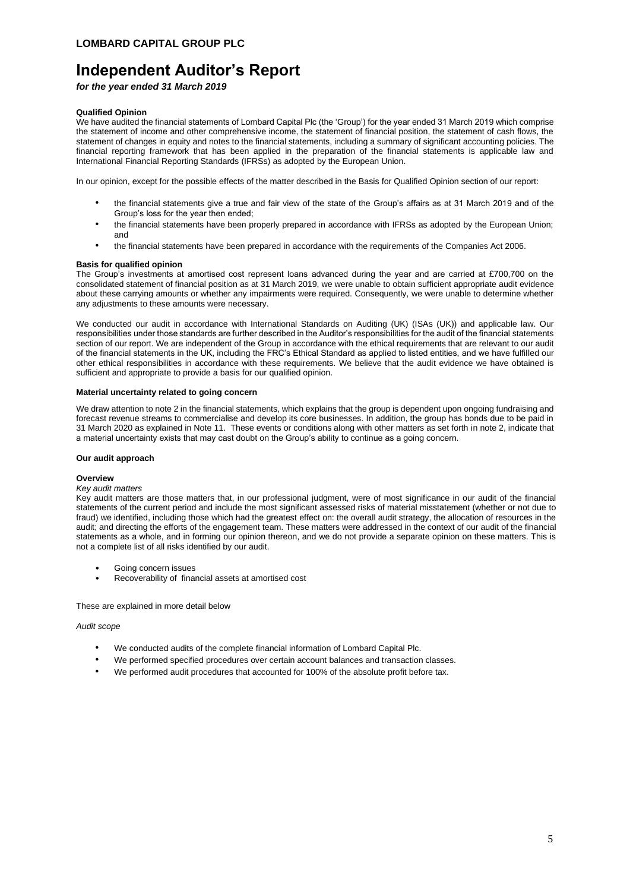**LOMBARD CAPITAL GROUP PLC**

# Independent Auditor's Report

***for the year ended 31 March 2019***

**Qualified Opinion**

We have audited the financial statements of Lombard Capital Plc (the 'Group') for the year ended 31 March 2019 which comprise the statement of income and other comprehensive income, the statement of financial position, the statement of cash flows, the statement of changes in equity and notes to the financial statements, including a summary of significant accounting policies. The financial reporting framework that has been applied in the preparation of the financial statements is applicable law and International Financial Reporting Standards (IFRSs) as adopted by the European Union.

In our opinion, except for the possible effects of the matter described in the Basis for Qualified Opinion section of our report:

- the financial statements give a true and fair view of the state of the Group's affairs as at 31 March 2019 and of the Group's loss for the year then ended;
- the financial statements have been properly prepared in accordance with IFRSs as adopted by the European Union; and
- the financial statements have been prepared in accordance with the requirements of the Companies Act 2006.

**Basis for qualified opinion**

The Group's investments at amortised cost represent loans advanced during the year and are carried at £700,700 on the consolidated statement of financial position as at 31 March 2019, we were unable to obtain sufficient appropriate audit evidence about these carrying amounts or whether any impairments were required. Consequently, we were unable to determine whether any adjustments to these amounts were necessary.

We conducted our audit in accordance with International Standards on Auditing (UK) (ISAs (UK)) and applicable law. Our responsibilities under those standards are further described in the Auditor's responsibilities for the audit of the financial statements section of our report. We are independent of the Group in accordance with the ethical requirements that are relevant to our audit of the financial statements in the UK, including the FRC's Ethical Standard as applied to listed entities, and we have fulfilled our other ethical responsibilities in accordance with these requirements. We believe that the audit evidence we have obtained is sufficient and appropriate to provide a basis for our qualified opinion.

**Material uncertainty related to going concern**

We draw attention to note 2 in the financial statements, which explains that the group is dependent upon ongoing fundraising and forecast revenue streams to commercialise and develop its core businesses. In addition, the group has bonds due to be paid in 31 March 2020 as explained in Note 11. These events or conditions along with other matters as set forth in note 2, indicate that a material uncertainty exists that may cast doubt on the Group's ability to continue as a going concern.

**Our audit approach**

**Overview**

*Key audit matters*

Key audit matters are those matters that, in our professional judgment, were of most significance in our audit of the financial statements of the current period and include the most significant assessed risks of material misstatement (whether or not due to fraud) we identified, including those which had the greatest effect on: the overall audit strategy, the allocation of resources in the audit; and directing the efforts of the engagement team. These matters were addressed in the context of our audit of the financial statements as a whole, and in forming our opinion thereon, and we do not provide a separate opinion on these matters. This is not a complete list of all risks identified by our audit.

- Going concern issues
- Recoverability of financial assets at amortised cost

These are explained in more detail below

*Audit scope*

- We conducted audits of the complete financial information of Lombard Capital Plc.
- We performed specified procedures over certain account balances and transaction classes.
- We performed audit procedures that accounted for 100% of the absolute profit before tax.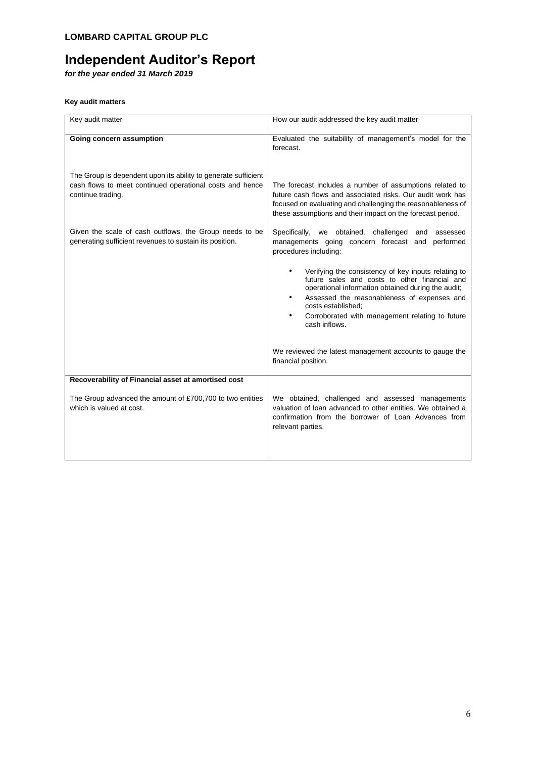**LOMBARD CAPITAL GROUP PLC**

# Independent Auditor's Report

***for the year ended 31 March 2019***

**Key audit matters**

| Key audit matter | How our audit addressed the key audit matter |
|---|---|
| **Going concern assumption**<br><br>The Group is dependent upon its ability to generate sufficient cash flows to meet continued operational costs and hence continue trading.<br><br>Given the scale of cash outflows, the Group needs to be generating sufficient revenues to sustain its position. | Evaluated the suitability of management's model for the forecast.<br><br>The forecast includes a number of assumptions related to future cash flows and associated risks. Our audit work has focused on evaluating and challenging the reasonableness of these assumptions and their impact on the forecast period.<br><br>Specifically, we obtained, challenged and assessed managements going concern forecast and performed procedures including:<br><br>• Verifying the consistency of key inputs relating to future sales and costs to other financial and operational information obtained during the audit;<br>• Assessed the reasonableness of expenses and costs established;<br>• Corroborated with management relating to future cash inflows.<br><br>We reviewed the latest management accounts to gauge the financial position. |
| **Recoverability of Financial asset at amortised cost**<br><br>The Group advanced the amount of £700,700 to two entities which is valued at cost. | We obtained, challenged and assessed managements valuation of loan advanced to other entities. We obtained a confirmation from the borrower of Loan Advances from relevant parties. |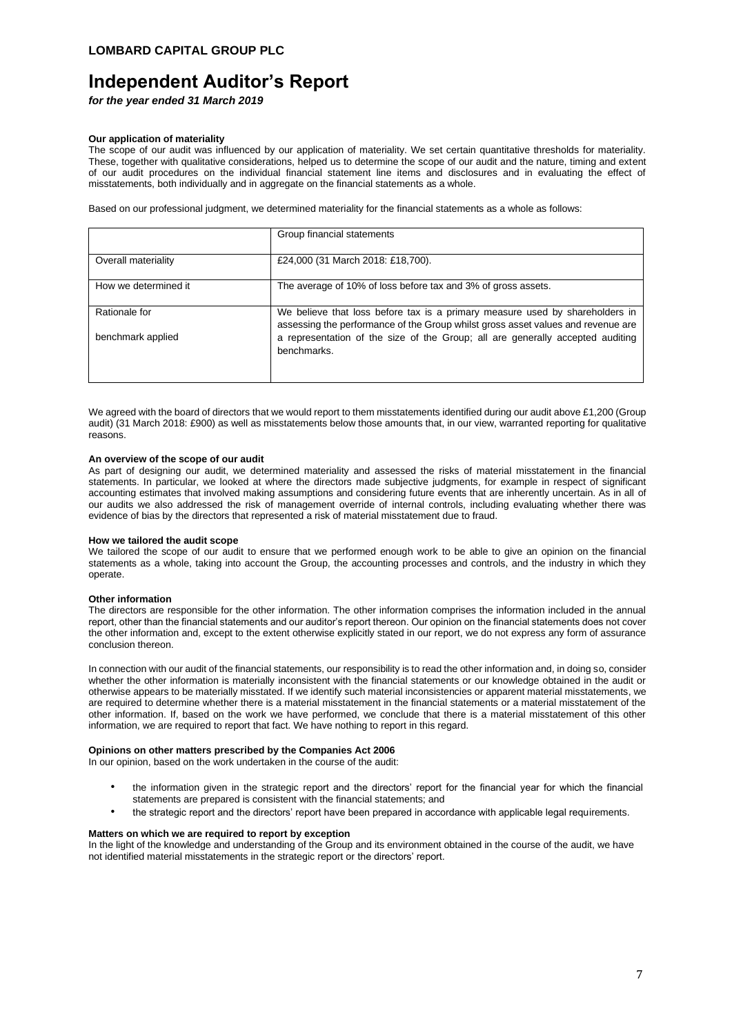**LOMBARD CAPITAL GROUP PLC**

# Independent Auditor's Report

***for the year ended 31 March 2019***

**Our application of materiality**

The scope of our audit was influenced by our application of materiality. We set certain quantitative thresholds for materiality. These, together with qualitative considerations, helped us to determine the scope of our audit and the nature, timing and extent of our audit procedures on the individual financial statement line items and disclosures and in evaluating the effect of misstatements, both individually and in aggregate on the financial statements as a whole.

Based on our professional judgment, we determined materiality for the financial statements as a whole as follows:

| | Group financial statements |
|---|---|
| Overall materiality | £24,000 (31 March 2018: £18,700). |
| How we determined it | The average of 10% of loss before tax and 3% of gross assets. |
| Rationale for benchmark applied | We believe that loss before tax is a primary measure used by shareholders in assessing the performance of the Group whilst gross asset values and revenue are a representation of the size of the Group; all are generally accepted auditing benchmarks. |

We agreed with the board of directors that we would report to them misstatements identified during our audit above £1,200 (Group audit) (31 March 2018: £900) as well as misstatements below those amounts that, in our view, warranted reporting for qualitative reasons.

**An overview of the scope of our audit**

As part of designing our audit, we determined materiality and assessed the risks of material misstatement in the financial statements. In particular, we looked at where the directors made subjective judgments, for example in respect of significant accounting estimates that involved making assumptions and considering future events that are inherently uncertain. As in all of our audits we also addressed the risk of management override of internal controls, including evaluating whether there was evidence of bias by the directors that represented a risk of material misstatement due to fraud.

**How we tailored the audit scope**

We tailored the scope of our audit to ensure that we performed enough work to be able to give an opinion on the financial statements as a whole, taking into account the Group, the accounting processes and controls, and the industry in which they operate.

**Other information**

The directors are responsible for the other information. The other information comprises the information included in the annual report, other than the financial statements and our auditor's report thereon. Our opinion on the financial statements does not cover the other information and, except to the extent otherwise explicitly stated in our report, we do not express any form of assurance conclusion thereon.

In connection with our audit of the financial statements, our responsibility is to read the other information and, in doing so, consider whether the other information is materially inconsistent with the financial statements or our knowledge obtained in the audit or otherwise appears to be materially misstated. If we identify such material inconsistencies or apparent material misstatements, we are required to determine whether there is a material misstatement in the financial statements or a material misstatement of the other information. If, based on the work we have performed, we conclude that there is a material misstatement of this other information, we are required to report that fact. We have nothing to report in this regard.

**Opinions on other matters prescribed by the Companies Act 2006**

In our opinion, based on the work undertaken in the course of the audit:

- the information given in the strategic report and the directors' report for the financial year for which the financial statements are prepared is consistent with the financial statements; and
- the strategic report and the directors' report have been prepared in accordance with applicable legal requirements.

**Matters on which we are required to report by exception**

In the light of the knowledge and understanding of the Group and its environment obtained in the course of the audit, we have not identified material misstatements in the strategic report or the directors' report.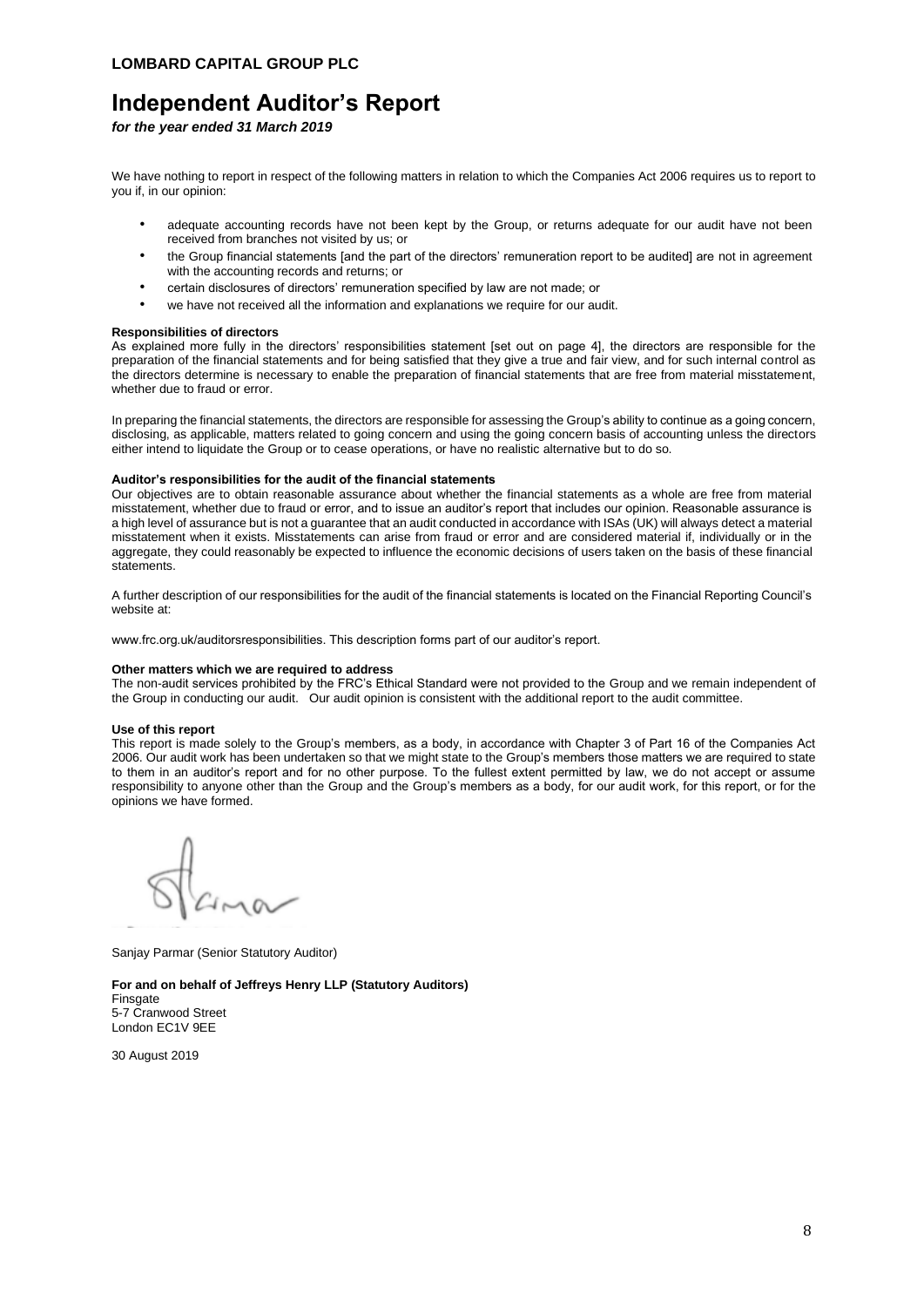**LOMBARD CAPITAL GROUP PLC**

# Independent Auditor's Report

***for the year ended 31 March 2019***

We have nothing to report in respect of the following matters in relation to which the Companies Act 2006 requires us to report to you if, in our opinion:

- adequate accounting records have not been kept by the Group, or returns adequate for our audit have not been received from branches not visited by us; or
- the Group financial statements [and the part of the directors' remuneration report to be audited] are not in agreement with the accounting records and returns; or
- certain disclosures of directors' remuneration specified by law are not made; or
- we have not received all the information and explanations we require for our audit.

**Responsibilities of directors**

As explained more fully in the directors' responsibilities statement [set out on page 4], the directors are responsible for the preparation of the financial statements and for being satisfied that they give a true and fair view, and for such internal control as the directors determine is necessary to enable the preparation of financial statements that are free from material misstatement, whether due to fraud or error.

In preparing the financial statements, the directors are responsible for assessing the Group's ability to continue as a going concern, disclosing, as applicable, matters related to going concern and using the going concern basis of accounting unless the directors either intend to liquidate the Group or to cease operations, or have no realistic alternative but to do so.

**Auditor's responsibilities for the audit of the financial statements**

Our objectives are to obtain reasonable assurance about whether the financial statements as a whole are free from material misstatement, whether due to fraud or error, and to issue an auditor's report that includes our opinion. Reasonable assurance is a high level of assurance but is not a guarantee that an audit conducted in accordance with ISAs (UK) will always detect a material misstatement when it exists. Misstatements can arise from fraud or error and are considered material if, individually or in the aggregate, they could reasonably be expected to influence the economic decisions of users taken on the basis of these financial statements.

A further description of our responsibilities for the audit of the financial statements is located on the Financial Reporting Council's website at:

www.frc.org.uk/auditorsresponsibilities. This description forms part of our auditor's report.

**Other matters which we are required to address**

The non-audit services prohibited by the FRC's Ethical Standard were not provided to the Group and we remain independent of the Group in conducting our audit. Our audit opinion is consistent with the additional report to the audit committee.

**Use of this report**

This report is made solely to the Group's members, as a body, in accordance with Chapter 3 of Part 16 of the Companies Act 2006. Our audit work has been undertaken so that we might state to the Group's members those matters we are required to state to them in an auditor's report and for no other purpose. To the fullest extent permitted by law, we do not accept or assume responsibility to anyone other than the Group and the Group's members as a body, for our audit work, for this report, or for the opinions we have formed.

Sanjay Parmar (Senior Statutory Auditor)

**For and on behalf of Jeffreys Henry LLP (Statutory Auditors)**
Finsgate
5-7 Cranwood Street
London EC1V 9EE

30 August 2019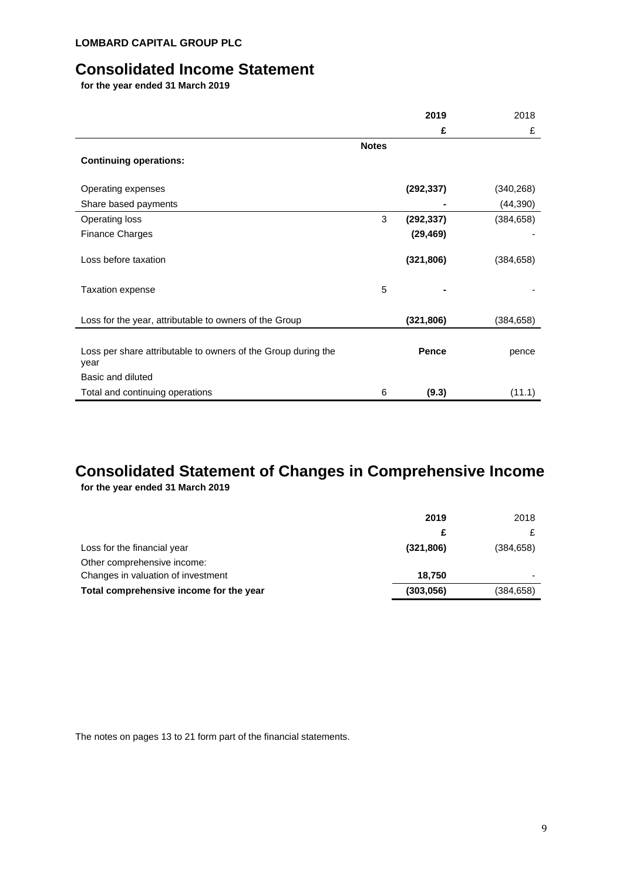**LOMBARD CAPITAL GROUP PLC**

# Consolidated Income Statement

**for the year ended 31 March 2019**

| | | **2019** | 2018 |
|---|---|---|---|
| | | **£** | £ |
| | **Notes** | | |
| **Continuing operations:** | | | |
| Operating expenses | | **(292,337)** | (340,268) |
| Share based payments | | **-** | (44,390) |
| Operating loss | 3 | **(292,337)** | (384,658) |
| Finance Charges | | **(29,469)** | - |
| Loss before taxation | | **(321,806)** | (384,658) |
| Taxation expense | 5 | **-** | - |
| Loss for the year, attributable to owners of the Group | | **(321,806)** | (384,658) |
| Loss per share attributable to owners of the Group during the year | | **Pence** | pence |
| Basic and diluted | | | |
| Total and continuing operations | 6 | **(9.3)** | (11.1) |

# Consolidated Statement of Changes in Comprehensive Income

**for the year ended 31 March 2019**

| | **2019** | 2018 |
|---|---|---|
| | **£** | £ |
| Loss for the financial year | **(321,806)** | (384,658) |
| Other comprehensive income: | | |
| Changes in valuation of investment | **18,750** | - |
| **Total comprehensive income for the year** | **(303,056)** | (384,658) |

The notes on pages 13 to 21 form part of the financial statements.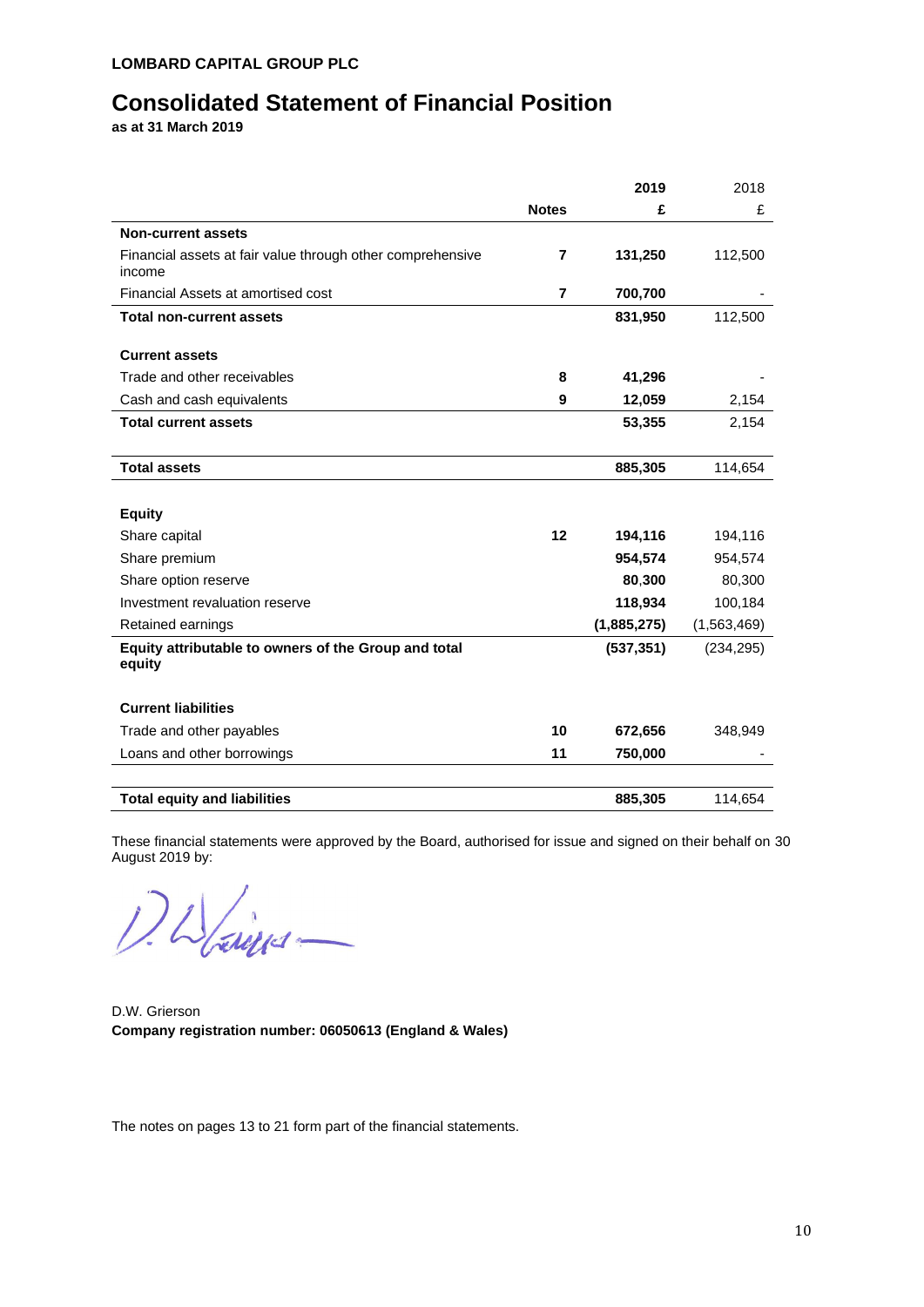LOMBARD CAPITAL GROUP PLC

# Consolidated Statement of Financial Position

**as at 31 March 2019**

| | Notes | 2019 £ | 2018 £ |
|---|---|---|---|
| **Non-current assets** | | | |
| Financial assets at fair value through other comprehensive income | 7 | **131,250** | 112,500 |
| Financial Assets at amortised cost | 7 | **700,700** | - |
| **Total non-current assets** | | **831,950** | 112,500 |
| | | | |
| **Current assets** | | | |
| Trade and other receivables | 8 | **41,296** | - |
| Cash and cash equivalents | 9 | **12,059** | 2,154 |
| **Total current assets** | | **53,355** | 2,154 |
| | | | |
| **Total assets** | | **885,305** | 114,654 |
| | | | |
| **Equity** | | | |
| Share capital | 12 | **194,116** | 194,116 |
| Share premium | | **954,574** | 954,574 |
| Share option reserve | | **80,300** | 80,300 |
| Investment revaluation reserve | | **118,934** | 100,184 |
| Retained earnings | | **(1,885,275)** | (1,563,469) |
| **Equity attributable to owners of the Group and total equity** | | **(537,351)** | (234,295) |
| | | | |
| **Current liabilities** | | | |
| Trade and other payables | 10 | **672,656** | 348,949 |
| Loans and other borrowings | 11 | **750,000** | - |
| | | | |
| **Total equity and liabilities** | | **885,305** | 114,654 |

These financial statements were approved by the Board, authorised for issue and signed on their behalf on 30 August 2019 by:

D.W. Grierson

**Company registration number: 06050613 (England & Wales)**

The notes on pages 13 to 21 form part of the financial statements.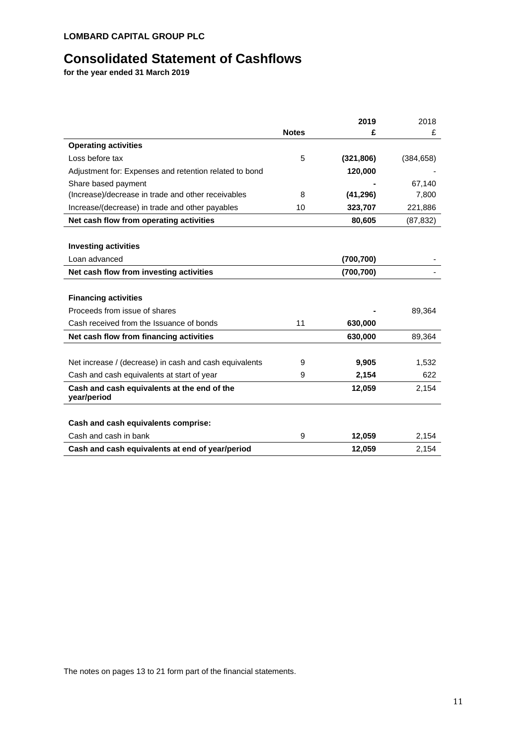**LOMBARD CAPITAL GROUP PLC**

# Consolidated Statement of Cashflows

**for the year ended 31 March 2019**

| | Notes | 2019 £ | 2018 £ |
|---|---|---|---|
| **Operating activities** | | | |
| Loss before tax | 5 | **(321,806)** | (384,658) |
| Adjustment for: Expenses and retention related to bond | | **120,000** | - |
| Share based payment | | **-** | 67,140 |
| (Increase)/decrease in trade and other receivables | 8 | **(41,296)** | 7,800 |
| Increase/(decrease) in trade and other payables | 10 | **323,707** | 221,886 |
| **Net cash flow from operating activities** | | **80,605** | (87,832) |
| | | | |
| **Investing activities** | | | |
| Loan advanced | | **(700,700)** | - |
| **Net cash flow from investing activities** | | **(700,700)** | - |
| | | | |
| **Financing activities** | | | |
| Proceeds from issue of shares | | **-** | 89,364 |
| Cash received from the Issuance of bonds | 11 | **630,000** | |
| **Net cash flow from financing activities** | | **630,000** | 89,364 |
| | | | |
| Net increase / (decrease) in cash and cash equivalents | 9 | **9,905** | 1,532 |
| Cash and cash equivalents at start of year | 9 | **2,154** | 622 |
| **Cash and cash equivalents at the end of the year/period** | | **12,059** | 2,154 |
| | | | |
| **Cash and cash equivalents comprise:** | | | |
| Cash and cash in bank | 9 | **12,059** | 2,154 |
| **Cash and cash equivalents at end of year/period** | | **12,059** | 2,154 |

The notes on pages 13 to 21 form part of the financial statements.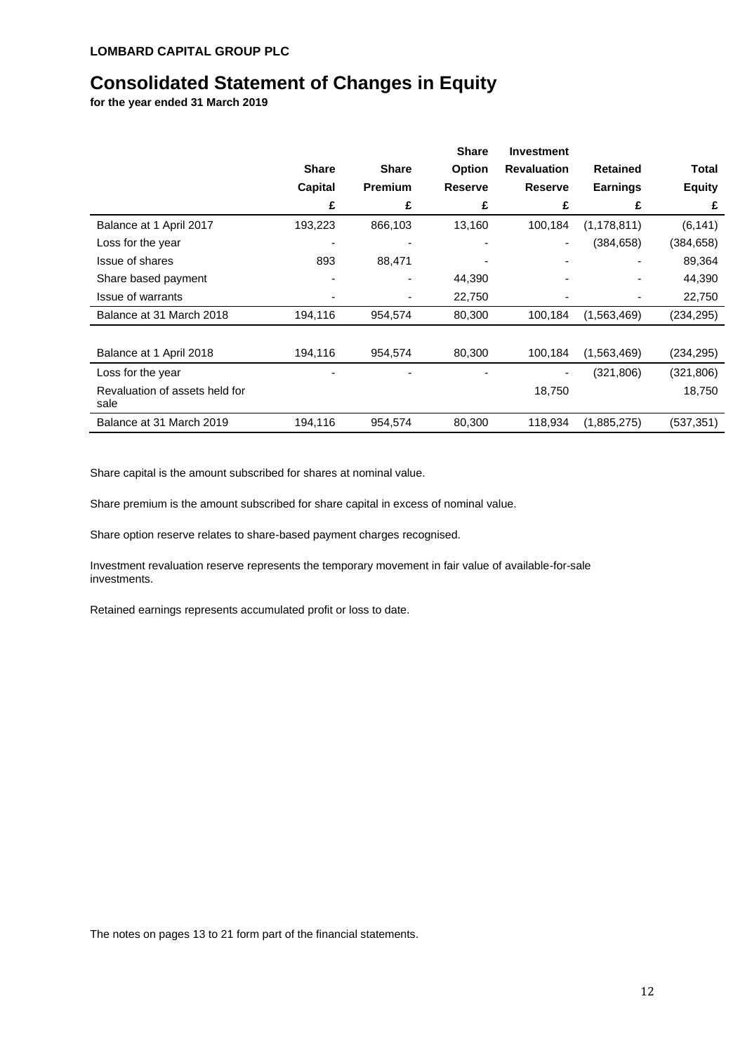**LOMBARD CAPITAL GROUP PLC**

# Consolidated Statement of Changes in Equity

**for the year ended 31 March 2019**

| | Share Capital | Share Premium | Share Option Reserve | Investment Revaluation Reserve | Retained Earnings | Total Equity |
|---|---|---|---|---|---|---|
| | £ | £ | £ | £ | £ | £ |
| Balance at 1 April 2017 | 193,223 | 866,103 | 13,160 | 100,184 | (1,178,811) | (6,141) |
| Loss for the year | - | - | - | - | (384,658) | (384,658) |
| Issue of shares | 893 | 88,471 | - | - | - | 89,364 |
| Share based payment | - | - | 44,390 | - | - | 44,390 |
| Issue of warrants | - | - | 22,750 | - | - | 22,750 |
| Balance at 31 March 2018 | 194,116 | 954,574 | 80,300 | 100,184 | (1,563,469) | (234,295) |
| | | | | | | |
| Balance at 1 April 2018 | 194,116 | 954,574 | 80,300 | 100,184 | (1,563,469) | (234,295) |
| Loss for the year | - | - | - | - | (321,806) | (321,806) |
| Revaluation of assets held for sale | | | | 18,750 | | 18,750 |
| Balance at 31 March 2019 | 194,116 | 954,574 | 80,300 | 118,934 | (1,885,275) | (537,351) |

Share capital is the amount subscribed for shares at nominal value.

Share premium is the amount subscribed for share capital in excess of nominal value.

Share option reserve relates to share-based payment charges recognised.

Investment revaluation reserve represents the temporary movement in fair value of available-for-sale investments.

Retained earnings represents accumulated profit or loss to date.

The notes on pages 13 to 21 form part of the financial statements.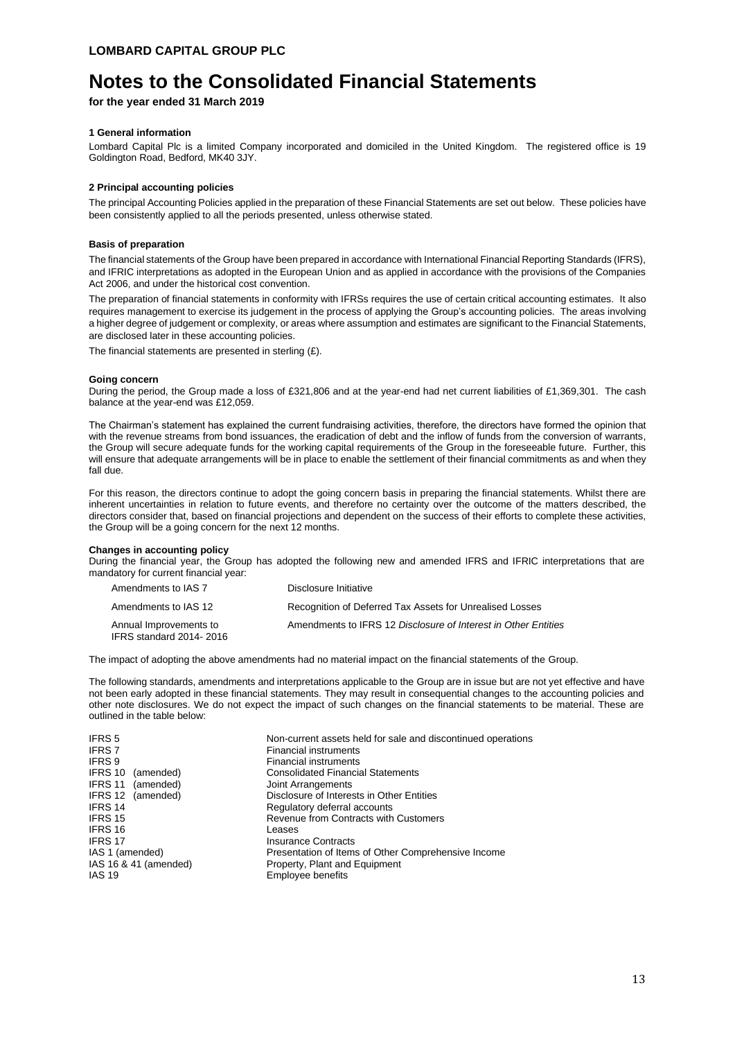**LOMBARD CAPITAL GROUP PLC**

# Notes to the Consolidated Financial Statements

**for the year ended 31 March 2019**

### 1 General information

Lombard Capital Plc is a limited Company incorporated and domiciled in the United Kingdom. The registered office is 19 Goldington Road, Bedford, MK40 3JY.

### 2 Principal accounting policies

The principal Accounting Policies applied in the preparation of these Financial Statements are set out below. These policies have been consistently applied to all the periods presented, unless otherwise stated.

#### Basis of preparation

The financial statements of the Group have been prepared in accordance with International Financial Reporting Standards (IFRS), and IFRIC interpretations as adopted in the European Union and as applied in accordance with the provisions of the Companies Act 2006, and under the historical cost convention.

The preparation of financial statements in conformity with IFRSs requires the use of certain critical accounting estimates. It also requires management to exercise its judgement in the process of applying the Group's accounting policies. The areas involving a higher degree of judgement or complexity, or areas where assumption and estimates are significant to the Financial Statements, are disclosed later in these accounting policies.

The financial statements are presented in sterling (£).

#### Going concern

During the period, the Group made a loss of £321,806 and at the year-end had net current liabilities of £1,369,301. The cash balance at the year-end was £12,059.

The Chairman's statement has explained the current fundraising activities, therefore, the directors have formed the opinion that with the revenue streams from bond issuances, the eradication of debt and the inflow of funds from the conversion of warrants, the Group will secure adequate funds for the working capital requirements of the Group in the foreseeable future. Further, this will ensure that adequate arrangements will be in place to enable the settlement of their financial commitments as and when they fall due.

For this reason, the directors continue to adopt the going concern basis in preparing the financial statements. Whilst there are inherent uncertainties in relation to future events, and therefore no certainty over the outcome of the matters described, the directors consider that, based on financial projections and dependent on the success of their efforts to complete these activities, the Group will be a going concern for the next 12 months.

#### Changes in accounting policy

During the financial year, the Group has adopted the following new and amended IFRS and IFRIC interpretations that are mandatory for current financial year:

| | |
|---|---|
| Amendments to IAS 7 | Disclosure Initiative |
| Amendments to IAS 12 | Recognition of Deferred Tax Assets for Unrealised Losses |
| Annual Improvements to IFRS standard 2014- 2016 | Amendments to IFRS 12 *Disclosure of Interest in Other Entities* |

The impact of adopting the above amendments had no material impact on the financial statements of the Group.

The following standards, amendments and interpretations applicable to the Group are in issue but are not yet effective and have not been early adopted in these financial statements. They may result in consequential changes to the accounting policies and other note disclosures. We do not expect the impact of such changes on the financial statements to be material. These are outlined in the table below:

| | |
|---|---|
| IFRS 5 | Non-current assets held for sale and discontinued operations |
| IFRS 7 | Financial instruments |
| IFRS 9 | Financial instruments |
| IFRS 10 (amended) | Consolidated Financial Statements |
| IFRS 11 (amended) | Joint Arrangements |
| IFRS 12 (amended) | Disclosure of Interests in Other Entities |
| IFRS 14 | Regulatory deferral accounts |
| IFRS 15 | Revenue from Contracts with Customers |
| IFRS 16 | Leases |
| IFRS 17 | Insurance Contracts |
| IAS 1 (amended) | Presentation of Items of Other Comprehensive Income |
| IAS 16 & 41 (amended) | Property, Plant and Equipment |
| IAS 19 | Employee benefits |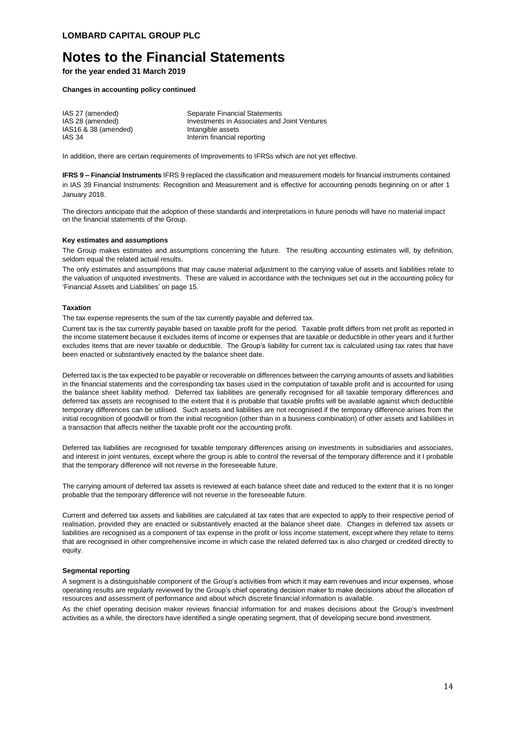**LOMBARD CAPITAL GROUP PLC**

# Notes to the Financial Statements

**for the year ended 31 March 2019**

**Changes in accounting policy continued**

| | |
|---|---|
| IAS 27 (amended) | Separate Financial Statements |
| IAS 28 (amended) | Investments in Associates and Joint Ventures |
| IAS16 & 38 (amended) | Intangible assets |
| IAS 34 | Interim financial reporting |

In addition, there are certain requirements of Improvements to IFRSs which are not yet effective.

**IFRS 9 – Financial Instruments** IFRS 9 replaced the classification and measurement models for financial instruments contained in IAS 39 Financial Instruments: Recognition and Measurement and is effective for accounting periods beginning on or after 1 January 2018.

The directors anticipate that the adoption of these standards and interpretations in future periods will have no material impact on the financial statements of the Group.

**Key estimates and assumptions**

The Group makes estimates and assumptions concerning the future. The resulting accounting estimates will, by definition, seldom equal the related actual results.

The only estimates and assumptions that may cause material adjustment to the carrying value of assets and liabilities relate to the valuation of unquoted investments. These are valued in accordance with the techniques set out in the accounting policy for 'Financial Assets and Liabilities' on page 15.

**Taxation**

The tax expense represents the sum of the tax currently payable and deferred tax.

Current tax is the tax currently payable based on taxable profit for the period. Taxable profit differs from net profit as reported in the income statement because it excludes items of income or expenses that are taxable or deductible in other years and it further excludes items that are never taxable or deductible. The Group's liability for current tax is calculated using tax rates that have been enacted or substantively enacted by the balance sheet date.

Deferred tax is the tax expected to be payable or recoverable on differences between the carrying amounts of assets and liabilities in the financial statements and the corresponding tax bases used in the computation of taxable profit and is accounted for using the balance sheet liability method. Deferred tax liabilities are generally recognised for all taxable temporary differences and deferred tax assets are recognised to the extent that it is probable that taxable profits will be available against which deductible temporary differences can be utilised. Such assets and liabilities are not recognised if the temporary difference arises from the initial recognition of goodwill or from the initial recognition (other than in a business combination) of other assets and liabilities in a transaction that affects neither the taxable profit nor the accounting profit.

Deferred tax liabilities are recognised for taxable temporary differences arising on investments in subsidiaries and associates, and interest in joint ventures, except where the group is able to control the reversal of the temporary difference and it I probable that the temporary difference will not reverse in the foreseeable future.

The carrying amount of deferred tax assets is reviewed at each balance sheet date and reduced to the extent that it is no longer probable that the temporary difference will not reverse in the foreseeable future.

Current and deferred tax assets and liabilities are calculated at tax rates that are expected to apply to their respective period of realisation, provided they are enacted or substantively enacted at the balance sheet date. Changes in deferred tax assets or liabilities are recognised as a component of tax expense in the profit or loss income statement, except where they relate to items that are recognised in other comprehensive income in which case the related deferred tax is also charged or credited directly to equity.

**Segmental reporting**

A segment is a distinguishable component of the Group's activities from which it may earn revenues and incur expenses, whose operating results are regularly reviewed by the Group's chief operating decision maker to make decisions about the allocation of resources and assessment of performance and about which discrete financial information is available.

As the chief operating decision maker reviews financial information for and makes decisions about the Group's investment activities as a while, the directors have identified a single operating segment, that of developing secure bond investment.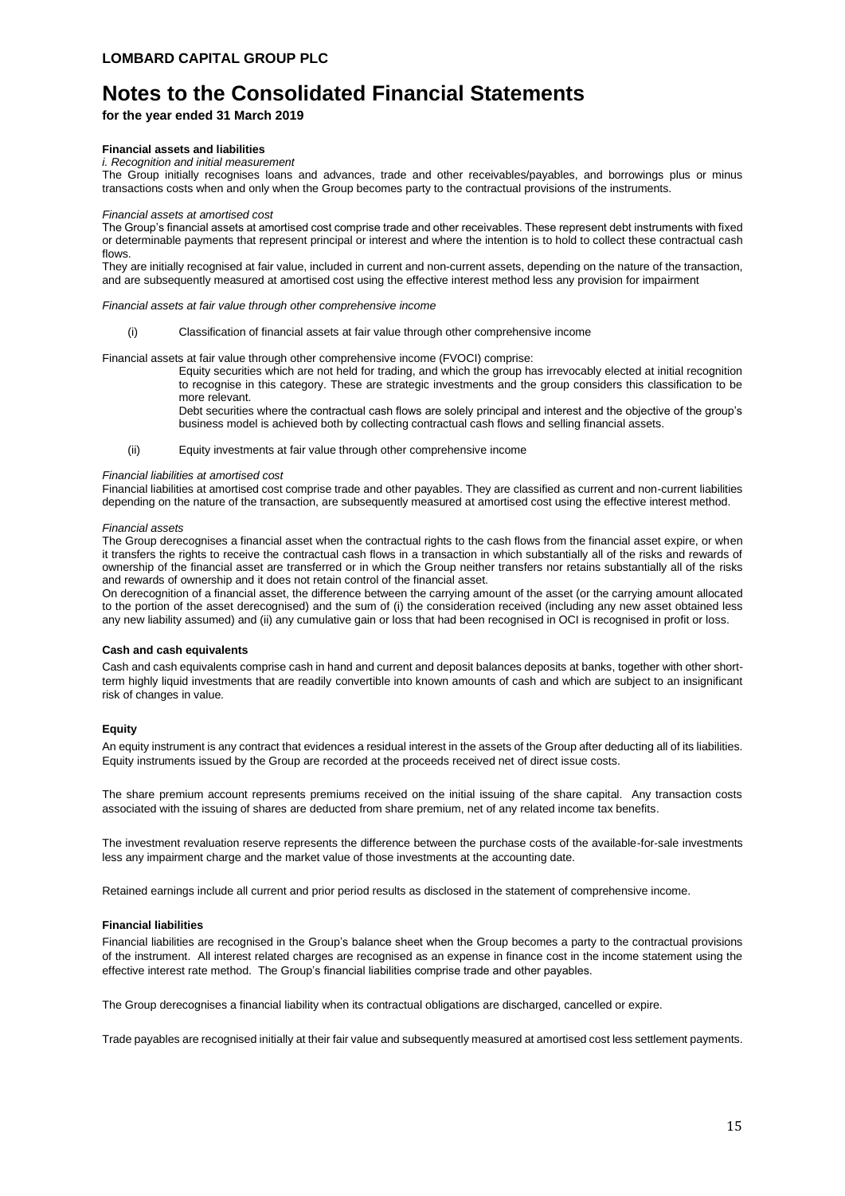# Notes to the Consolidated Financial Statements

**for the year ended 31 March 2019**

**Financial assets and liabilities**

*i. Recognition and initial measurement*

The Group initially recognises loans and advances, trade and other receivables/payables, and borrowings plus or minus transactions costs when and only when the Group becomes party to the contractual provisions of the instruments.

*Financial assets at amortised cost*

The Group's financial assets at amortised cost comprise trade and other receivables. These represent debt instruments with fixed or determinable payments that represent principal or interest and where the intention is to hold to collect these contractual cash flows.

They are initially recognised at fair value, included in current and non-current assets, depending on the nature of the transaction, and are subsequently measured at amortised cost using the effective interest method less any provision for impairment

*Financial assets at fair value through other comprehensive income*

(i) Classification of financial assets at fair value through other comprehensive income

Financial assets at fair value through other comprehensive income (FVOCI) comprise:

Equity securities which are not held for trading, and which the group has irrevocably elected at initial recognition to recognise in this category. These are strategic investments and the group considers this classification to be more relevant.

Debt securities where the contractual cash flows are solely principal and interest and the objective of the group's business model is achieved both by collecting contractual cash flows and selling financial assets.

(ii) Equity investments at fair value through other comprehensive income

*Financial liabilities at amortised cost*

Financial liabilities at amortised cost comprise trade and other payables. They are classified as current and non-current liabilities depending on the nature of the transaction, are subsequently measured at amortised cost using the effective interest method.

*Financial assets*

The Group derecognises a financial asset when the contractual rights to the cash flows from the financial asset expire, or when it transfers the rights to receive the contractual cash flows in a transaction in which substantially all of the risks and rewards of ownership of the financial asset are transferred or in which the Group neither transfers nor retains substantially all of the risks and rewards of ownership and it does not retain control of the financial asset.

On derecognition of a financial asset, the difference between the carrying amount of the asset (or the carrying amount allocated to the portion of the asset derecognised) and the sum of (i) the consideration received (including any new asset obtained less any new liability assumed) and (ii) any cumulative gain or loss that had been recognised in OCI is recognised in profit or loss.

**Cash and cash equivalents**

Cash and cash equivalents comprise cash in hand and current and deposit balances deposits at banks, together with other short-term highly liquid investments that are readily convertible into known amounts of cash and which are subject to an insignificant risk of changes in value.

**Equity**

An equity instrument is any contract that evidences a residual interest in the assets of the Group after deducting all of its liabilities. Equity instruments issued by the Group are recorded at the proceeds received net of direct issue costs.

The share premium account represents premiums received on the initial issuing of the share capital. Any transaction costs associated with the issuing of shares are deducted from share premium, net of any related income tax benefits.

The investment revaluation reserve represents the difference between the purchase costs of the available-for-sale investments less any impairment charge and the market value of those investments at the accounting date.

Retained earnings include all current and prior period results as disclosed in the statement of comprehensive income.

**Financial liabilities**

Financial liabilities are recognised in the Group's balance sheet when the Group becomes a party to the contractual provisions of the instrument. All interest related charges are recognised as an expense in finance cost in the income statement using the effective interest rate method. The Group's financial liabilities comprise trade and other payables.

The Group derecognises a financial liability when its contractual obligations are discharged, cancelled or expire.

Trade payables are recognised initially at their fair value and subsequently measured at amortised cost less settlement payments.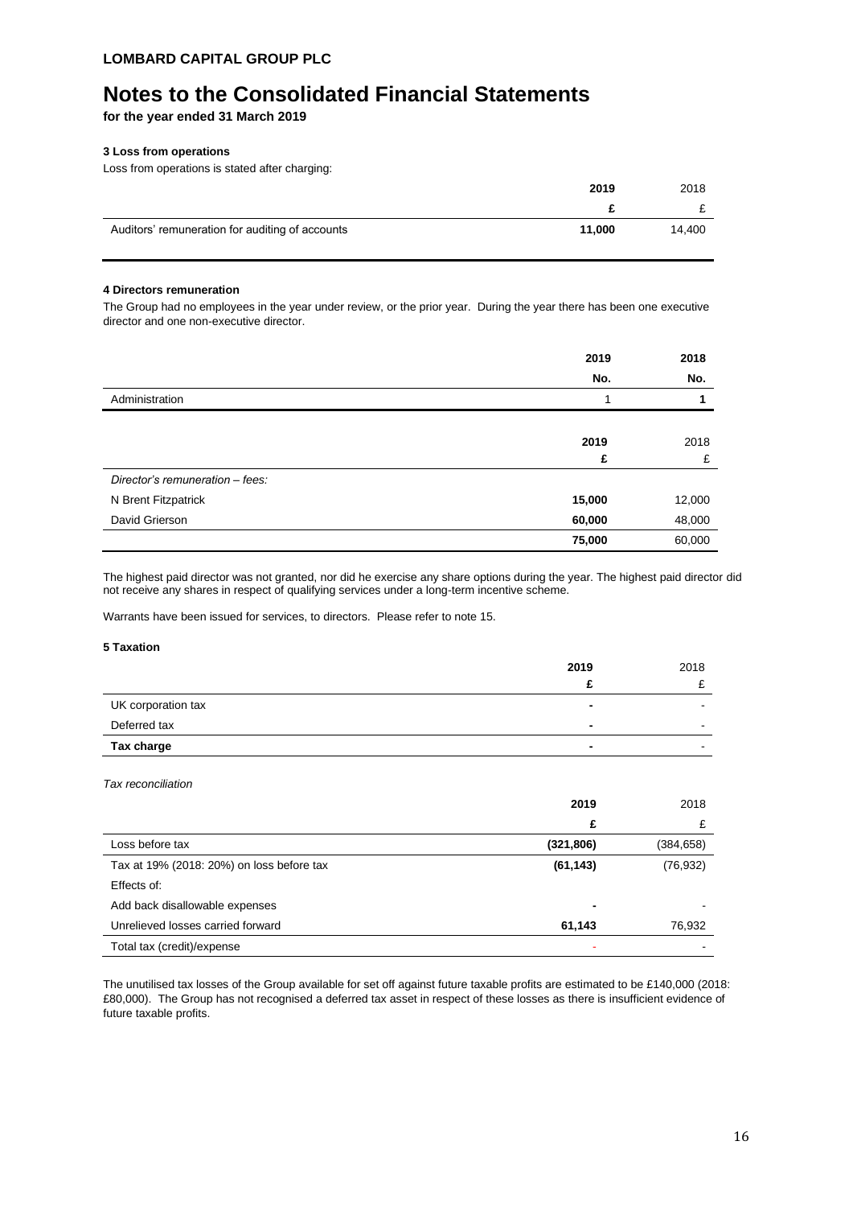**LOMBARD CAPITAL GROUP PLC**

# Notes to the Consolidated Financial Statements

**for the year ended 31 March 2019**

### 3 Loss from operations

Loss from operations is stated after charging:

| | **2019** | 2018 |
|---|---|---|
| | **£** | £ |
| Auditors' remuneration for auditing of accounts | **11,000** | 14,400 |

### 4 Directors remuneration

The Group had no employees in the year under review, or the prior year. During the year there has been one executive director and one non-executive director.

| | **2019** | **2018** |
|---|---|---|
| | **No.** | **No.** |
| Administration | 1 | **1** |

| | **2019** | 2018 |
|---|---|---|
| | **£** | £ |
| *Director's remuneration – fees:* | | |
| N Brent Fitzpatrick | **15,000** | 12,000 |
| David Grierson | **60,000** | 48,000 |
| | **75,000** | 60,000 |

The highest paid director was not granted, nor did he exercise any share options during the year. The highest paid director did not receive any shares in respect of qualifying services under a long-term incentive scheme.

Warrants have been issued for services, to directors. Please refer to note 15.

### 5 Taxation

| | **2019** | 2018 |
|---|---|---|
| | **£** | £ |
| UK corporation tax | **-** | - |
| Deferred tax | **-** | - |
| **Tax charge** | **-** | - |

*Tax reconciliation*

| | **2019** | 2018 |
|---|---|---|
| | **£** | £ |
| Loss before tax | **(321,806)** | (384,658) |
| Tax at 19% (2018: 20%) on loss before tax | **(61,143)** | (76,932) |
| Effects of: | | |
| Add back disallowable expenses | **-** | - |
| Unrelieved losses carried forward | **61,143** | 76,932 |
| Total tax (credit)/expense | - | - |

The unutilised tax losses of the Group available for set off against future taxable profits are estimated to be £140,000 (2018: £80,000). The Group has not recognised a deferred tax asset in respect of these losses as there is insufficient evidence of future taxable profits.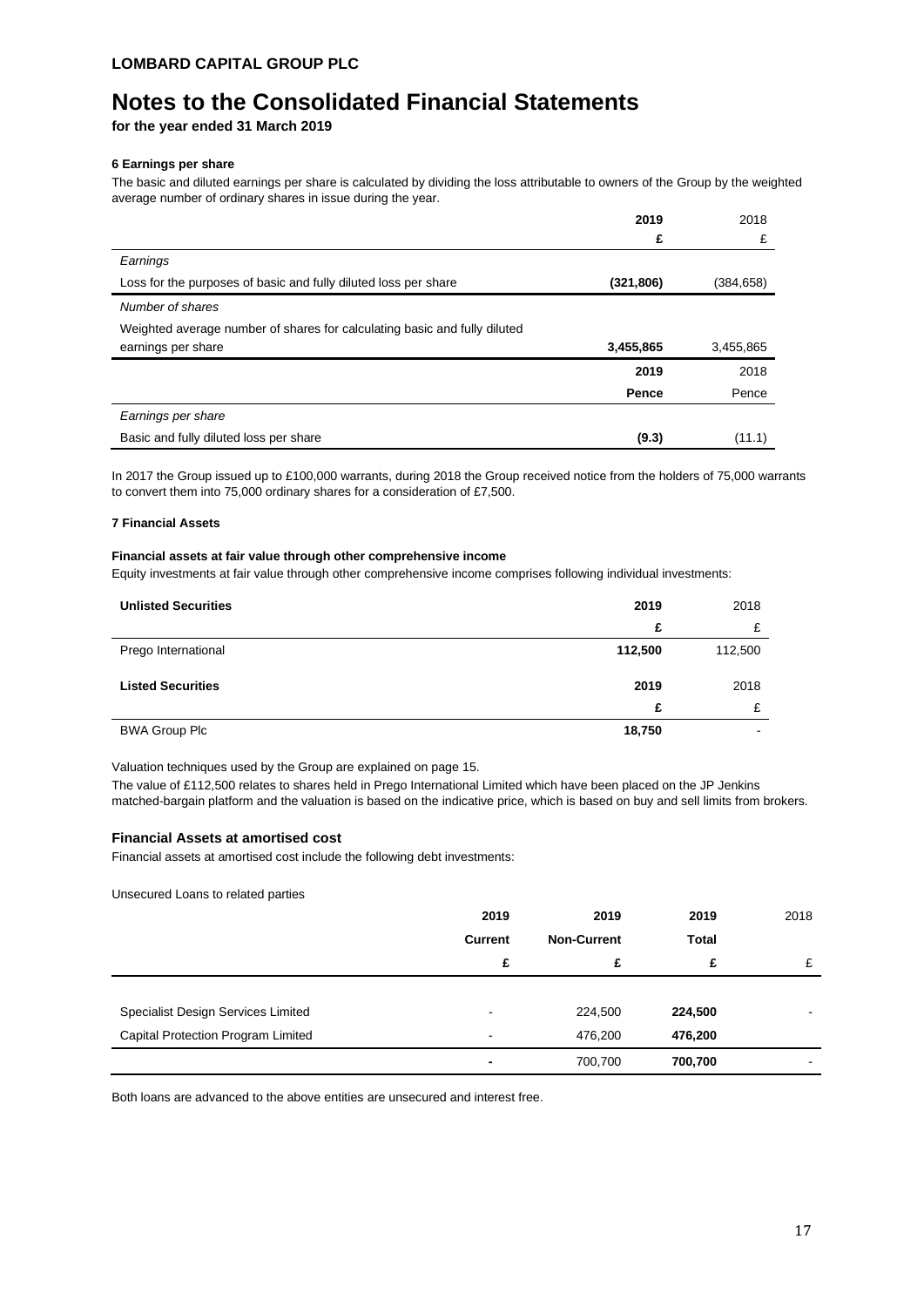**LOMBARD CAPITAL GROUP PLC**

# Notes to the Consolidated Financial Statements

**for the year ended 31 March 2019**

### 6 Earnings per share

The basic and diluted earnings per share is calculated by dividing the loss attributable to owners of the Group by the weighted average number of ordinary shares in issue during the year.

| | **2019** | 2018 |
|---|---|---|
| | **£** | £ |
| *Earnings* | | |
| Loss for the purposes of basic and fully diluted loss per share | **(321,806)** | (384,658) |
| *Number of shares* | | |
| Weighted average number of shares for calculating basic and fully diluted earnings per share | **3,455,865** | 3,455,865 |
| | **2019** | 2018 |
| | **Pence** | Pence |
| *Earnings per share* | | |
| Basic and fully diluted loss per share | **(9.3)** | (11.1) |

In 2017 the Group issued up to £100,000 warrants, during 2018 the Group received notice from the holders of 75,000 warrants to convert them into 75,000 ordinary shares for a consideration of £7,500.

### 7 Financial Assets

**Financial assets at fair value through other comprehensive income**

Equity investments at fair value through other comprehensive income comprises following individual investments:

| **Unlisted Securities** | **2019** | 2018 |
|---|---|---|
| | **£** | £ |
| Prego International | **112,500** | 112,500 |

| **Listed Securities** | **2019** | 2018 |
|---|---|---|
| | **£** | £ |
| BWA Group Plc | **18,750** | - |

Valuation techniques used by the Group are explained on page 15.

The value of £112,500 relates to shares held in Prego International Limited which have been placed on the JP Jenkins matched-bargain platform and the valuation is based on the indicative price, which is based on buy and sell limits from brokers.

### Financial Assets at amortised cost

Financial assets at amortised cost include the following debt investments:

Unsecured Loans to related parties

| | **2019** | **2019** | **2019** | 2018 |
|---|---|---|---|---|
| | **Current** | **Non-Current** | **Total** | |
| | **£** | **£** | **£** | £ |
| Specialist Design Services Limited | - | 224,500 | **224,500** | - |
| Capital Protection Program Limited | - | 476,200 | **476,200** | |
| | **-** | 700,700 | **700,700** | - |

Both loans are advanced to the above entities are unsecured and interest free.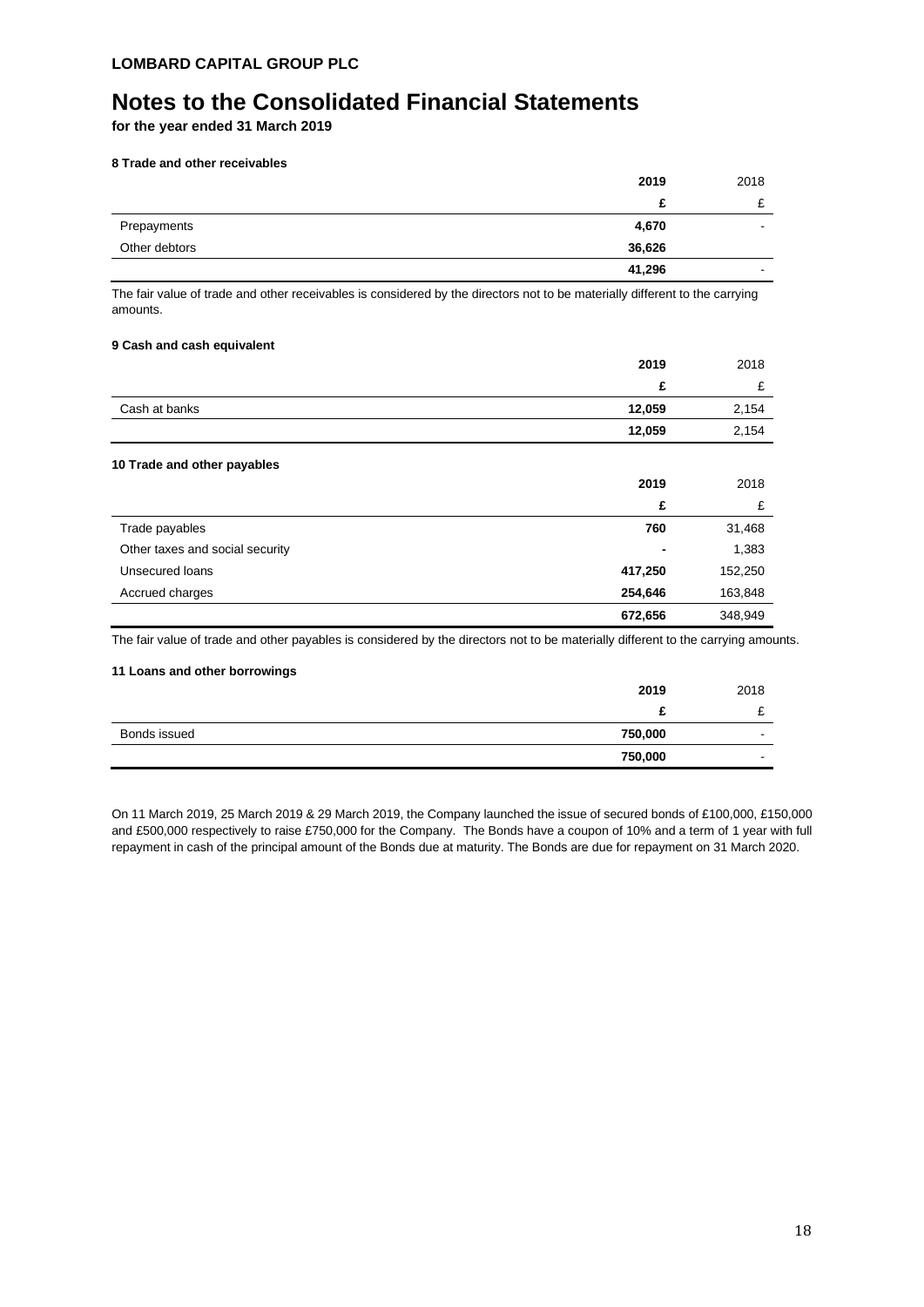**LOMBARD CAPITAL GROUP PLC**

# Notes to the Consolidated Financial Statements

**for the year ended 31 March 2019**

#### 8 Trade and other receivables

| | **2019** | 2018 |
|---|---|---|
| | **£** | £ |
| Prepayments | **4,670** | - |
| Other debtors | **36,626** | |
| | **41,296** | - |

The fair value of trade and other receivables is considered by the directors not to be materially different to the carrying amounts.

#### 9 Cash and cash equivalent

| | **2019** | 2018 |
|---|---|---|
| | **£** | £ |
| Cash at banks | **12,059** | 2,154 |
| | **12,059** | 2,154 |

#### 10 Trade and other payables

| | **2019** | 2018 |
|---|---|---|
| | **£** | £ |
| Trade payables | **760** | 31,468 |
| Other taxes and social security | **-** | 1,383 |
| Unsecured loans | **417,250** | 152,250 |
| Accrued charges | **254,646** | 163,848 |
| | **672,656** | 348,949 |

The fair value of trade and other payables is considered by the directors not to be materially different to the carrying amounts.

#### 11 Loans and other borrowings

| | **2019** | 2018 |
|---|---|---|
| | **£** | £ |
| Bonds issued | **750,000** | - |
| | **750,000** | - |

On 11 March 2019, 25 March 2019 & 29 March 2019, the Company launched the issue of secured bonds of £100,000, £150,000 and £500,000 respectively to raise £750,000 for the Company. The Bonds have a coupon of 10% and a term of 1 year with full repayment in cash of the principal amount of the Bonds due at maturity. The Bonds are due for repayment on 31 March 2020.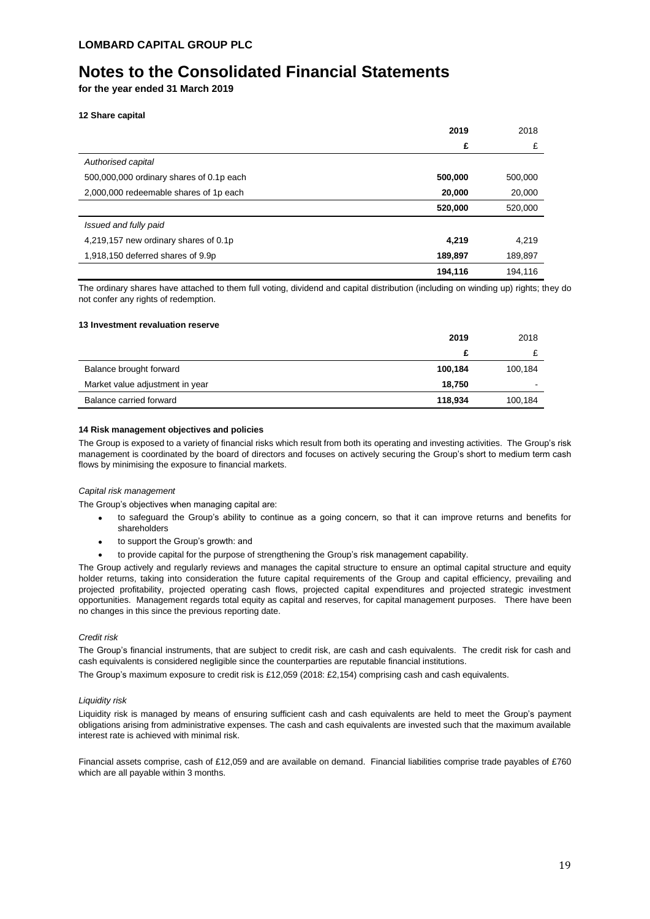**LOMBARD CAPITAL GROUP PLC**

# Notes to the Consolidated Financial Statements

**for the year ended 31 March 2019**

### 12 Share capital

| | 2019 | 2018 |
|---|---|---|
| | £ | £ |
| *Authorised capital* | | |
| 500,000,000 ordinary shares of 0.1p each | **500,000** | 500,000 |
| 2,000,000 redeemable shares of 1p each | **20,000** | 20,000 |
| | **520,000** | 520,000 |
| *Issued and fully paid* | | |
| 4,219,157 new ordinary shares of 0.1p | **4,219** | 4,219 |
| 1,918,150 deferred shares of 9.9p | **189,897** | 189,897 |
| | **194,116** | 194,116 |

The ordinary shares have attached to them full voting, dividend and capital distribution (including on winding up) rights; they do not confer any rights of redemption.

### 13 Investment revaluation reserve

| | 2019 | 2018 |
|---|---|---|
| | £ | £ |
| Balance brought forward | **100,184** | 100,184 |
| Market value adjustment in year | **18,750** | - |
| Balance carried forward | **118,934** | 100,184 |

### 14 Risk management objectives and policies

The Group is exposed to a variety of financial risks which result from both its operating and investing activities. The Group's risk management is coordinated by the board of directors and focuses on actively securing the Group's short to medium term cash flows by minimising the exposure to financial markets.

*Capital risk management*

The Group's objectives when managing capital are:

- to safeguard the Group's ability to continue as a going concern, so that it can improve returns and benefits for shareholders
- to support the Group's growth: and
- to provide capital for the purpose of strengthening the Group's risk management capability.

The Group actively and regularly reviews and manages the capital structure to ensure an optimal capital structure and equity holder returns, taking into consideration the future capital requirements of the Group and capital efficiency, prevailing and projected profitability, projected operating cash flows, projected capital expenditures and projected strategic investment opportunities. Management regards total equity as capital and reserves, for capital management purposes. There have been no changes in this since the previous reporting date.

*Credit risk*

The Group's financial instruments, that are subject to credit risk, are cash and cash equivalents. The credit risk for cash and cash equivalents is considered negligible since the counterparties are reputable financial institutions.

The Group's maximum exposure to credit risk is £12,059 (2018: £2,154) comprising cash and cash equivalents.

*Liquidity risk*

Liquidity risk is managed by means of ensuring sufficient cash and cash equivalents are held to meet the Group's payment obligations arising from administrative expenses. The cash and cash equivalents are invested such that the maximum available interest rate is achieved with minimal risk.

Financial assets comprise, cash of £12,059 and are available on demand. Financial liabilities comprise trade payables of £760 which are all payable within 3 months.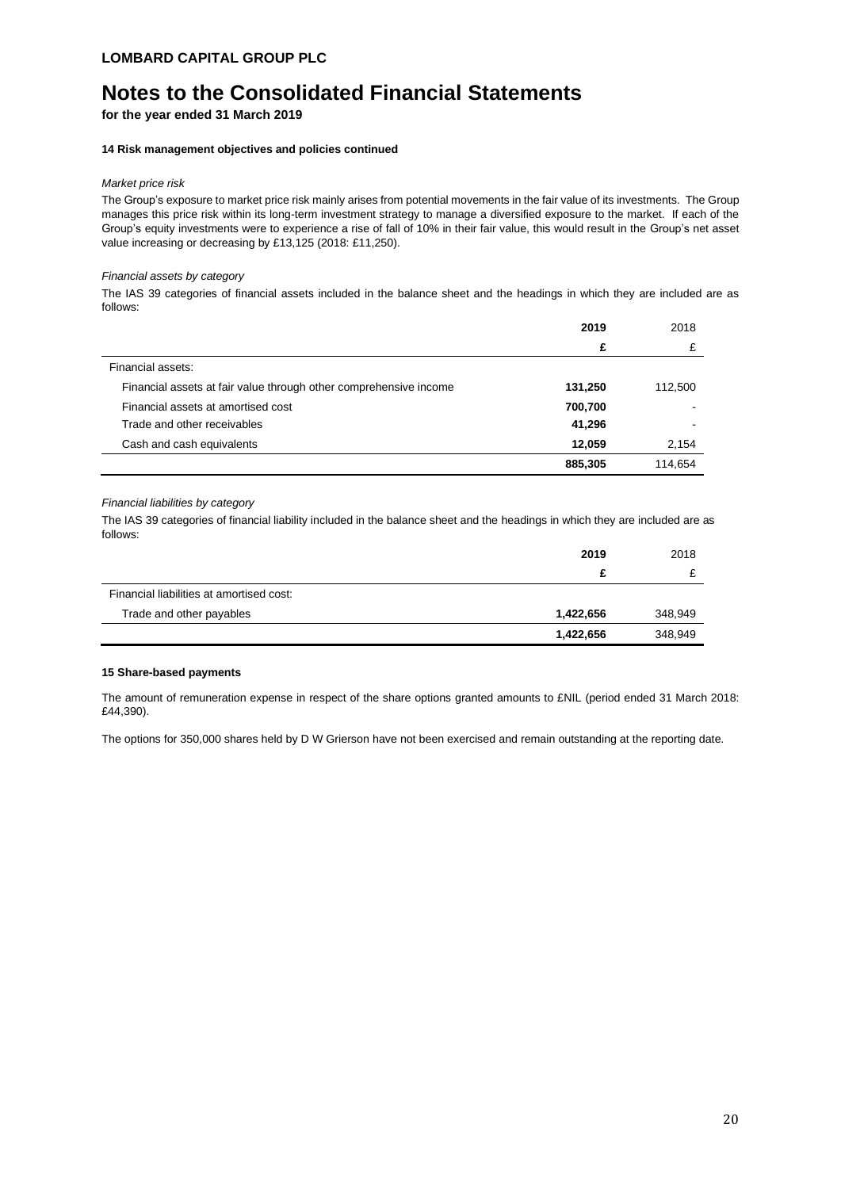**LOMBARD CAPITAL GROUP PLC**

# Notes to the Consolidated Financial Statements

**for the year ended 31 March 2019**

**14 Risk management objectives and policies continued**

*Market price risk*

The Group's exposure to market price risk mainly arises from potential movements in the fair value of its investments. The Group manages this price risk within its long-term investment strategy to manage a diversified exposure to the market. If each of the Group's equity investments were to experience a rise of fall of 10% in their fair value, this would result in the Group's net asset value increasing or decreasing by £13,125 (2018: £11,250).

*Financial assets by category*

The IAS 39 categories of financial assets included in the balance sheet and the headings in which they are included are as follows:

| | **2019** | 2018 |
|---|---|---|
| | **£** | £ |
| Financial assets: | | |
| Financial assets at fair value through other comprehensive income | **131,250** | 112,500 |
| Financial assets at amortised cost | **700,700** | - |
| Trade and other receivables | **41,296** | - |
| Cash and cash equivalents | **12,059** | 2,154 |
| | **885,305** | 114,654 |

*Financial liabilities by category*

The IAS 39 categories of financial liability included in the balance sheet and the headings in which they are included are as follows:

| | **2019** | 2018 |
|---|---|---|
| | **£** | £ |
| Financial liabilities at amortised cost: | | |
| Trade and other payables | **1,422,656** | 348,949 |
| | **1,422,656** | 348,949 |

**15 Share-based payments**

The amount of remuneration expense in respect of the share options granted amounts to £NIL (period ended 31 March 2018: £44,390).

The options for 350,000 shares held by D W Grierson have not been exercised and remain outstanding at the reporting date.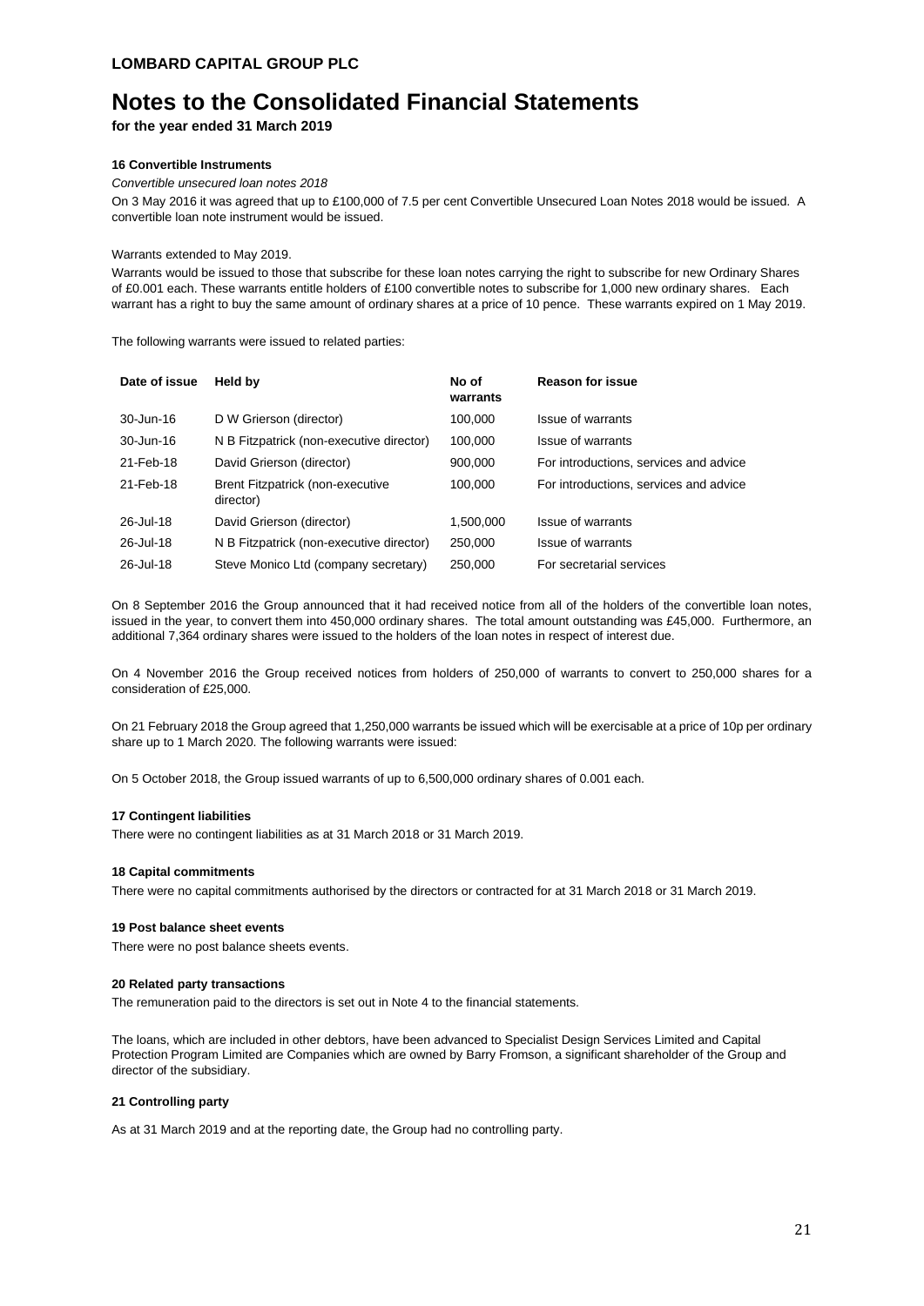**LOMBARD CAPITAL GROUP PLC**

# Notes to the Consolidated Financial Statements

**for the year ended 31 March 2019**

### 16 Convertible Instruments

*Convertible unsecured loan notes 2018*

On 3 May 2016 it was agreed that up to £100,000 of 7.5 per cent Convertible Unsecured Loan Notes 2018 would be issued. A convertible loan note instrument would be issued.

Warrants extended to May 2019.

Warrants would be issued to those that subscribe for these loan notes carrying the right to subscribe for new Ordinary Shares of £0.001 each. These warrants entitle holders of £100 convertible notes to subscribe for 1,000 new ordinary shares. Each warrant has a right to buy the same amount of ordinary shares at a price of 10 pence. These warrants expired on 1 May 2019.

The following warrants were issued to related parties:

| Date of issue | Held by | No of warrants | Reason for issue |
|---|---|---|---|
| 30-Jun-16 | D W Grierson (director) | 100,000 | Issue of warrants |
| 30-Jun-16 | N B Fitzpatrick (non-executive director) | 100,000 | Issue of warrants |
| 21-Feb-18 | David Grierson (director) | 900,000 | For introductions, services and advice |
| 21-Feb-18 | Brent Fitzpatrick (non-executive director) | 100,000 | For introductions, services and advice |
| 26-Jul-18 | David Grierson (director) | 1,500,000 | Issue of warrants |
| 26-Jul-18 | N B Fitzpatrick (non-executive director) | 250,000 | Issue of warrants |
| 26-Jul-18 | Steve Monico Ltd (company secretary) | 250,000 | For secretarial services |

On 8 September 2016 the Group announced that it had received notice from all of the holders of the convertible loan notes, issued in the year, to convert them into 450,000 ordinary shares. The total amount outstanding was £45,000. Furthermore, an additional 7,364 ordinary shares were issued to the holders of the loan notes in respect of interest due.

On 4 November 2016 the Group received notices from holders of 250,000 of warrants to convert to 250,000 shares for a consideration of £25,000.

On 21 February 2018 the Group agreed that 1,250,000 warrants be issued which will be exercisable at a price of 10p per ordinary share up to 1 March 2020. The following warrants were issued:

On 5 October 2018, the Group issued warrants of up to 6,500,000 ordinary shares of 0.001 each.

### 17 Contingent liabilities

There were no contingent liabilities as at 31 March 2018 or 31 March 2019.

### 18 Capital commitments

There were no capital commitments authorised by the directors or contracted for at 31 March 2018 or 31 March 2019.

### 19 Post balance sheet events

There were no post balance sheets events.

### 20 Related party transactions

The remuneration paid to the directors is set out in Note 4 to the financial statements.

The loans, which are included in other debtors, have been advanced to Specialist Design Services Limited and Capital Protection Program Limited are Companies which are owned by Barry Fromson, a significant shareholder of the Group and director of the subsidiary.

### 21 Controlling party

As at 31 March 2019 and at the reporting date, the Group had no controlling party.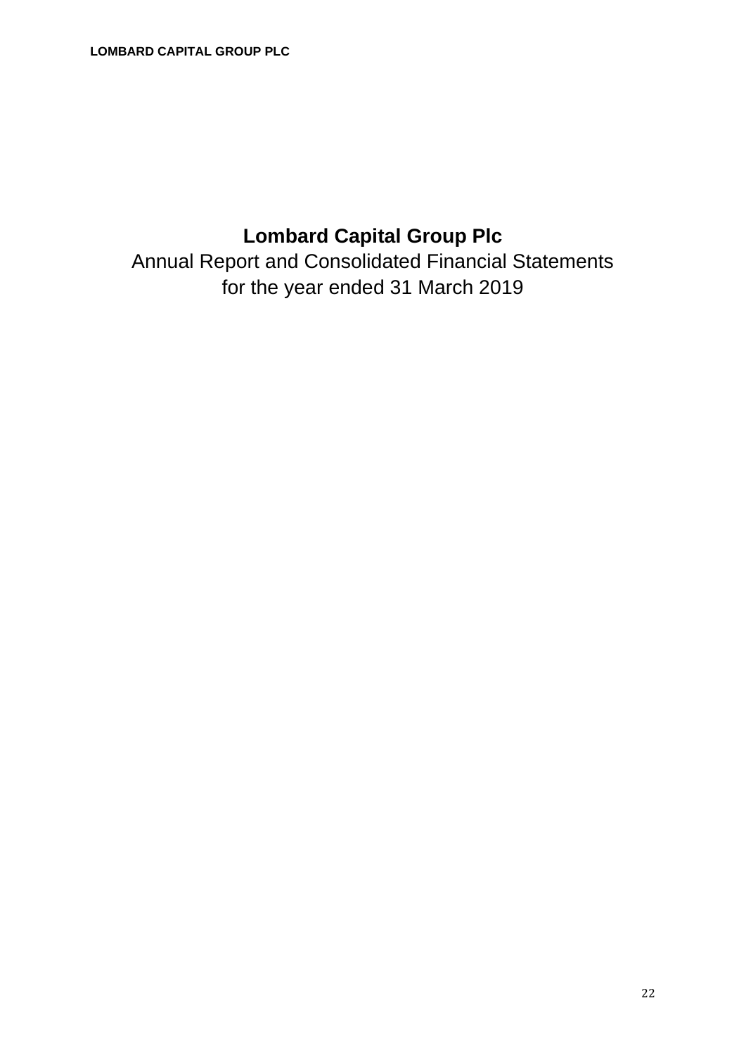# Lombard Capital Group Plc

Annual Report and Consolidated Financial Statements
for the year ended 31 March 2019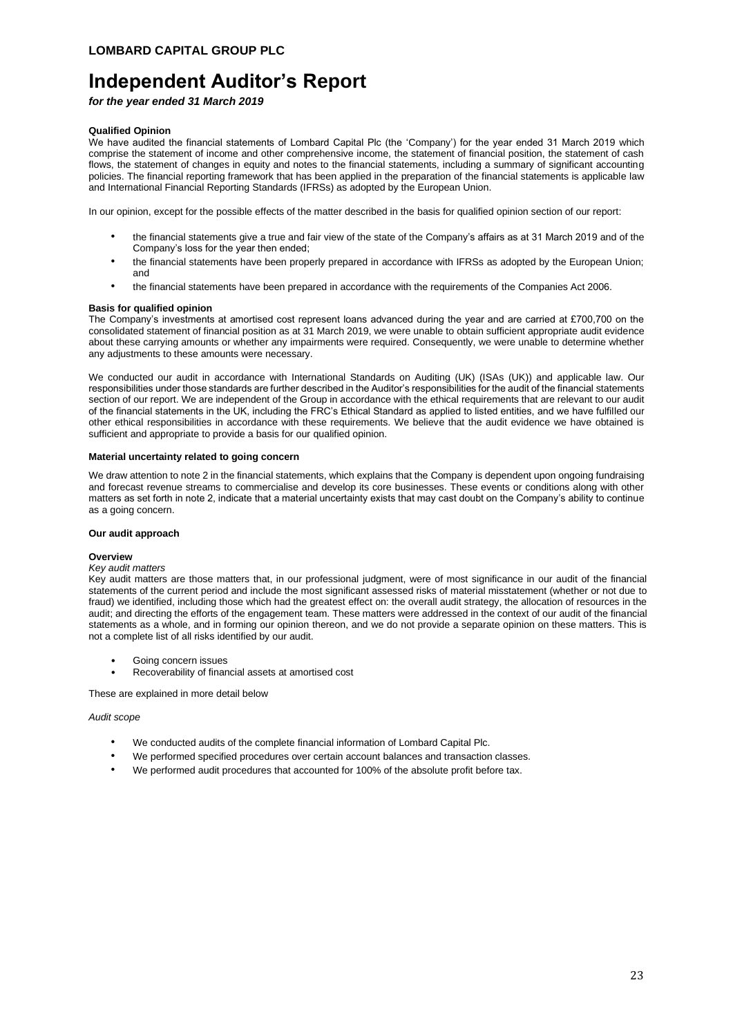# Independent Auditor's Report

*for the year ended 31 March 2019*

**Qualified Opinion**

We have audited the financial statements of Lombard Capital Plc (the 'Company') for the year ended 31 March 2019 which comprise the statement of income and other comprehensive income, the statement of financial position, the statement of cash flows, the statement of changes in equity and notes to the financial statements, including a summary of significant accounting policies. The financial reporting framework that has been applied in the preparation of the financial statements is applicable law and International Financial Reporting Standards (IFRSs) as adopted by the European Union.

In our opinion, except for the possible effects of the matter described in the basis for qualified opinion section of our report:

- the financial statements give a true and fair view of the state of the Company's affairs as at 31 March 2019 and of the Company's loss for the year then ended;
- the financial statements have been properly prepared in accordance with IFRSs as adopted by the European Union; and
- the financial statements have been prepared in accordance with the requirements of the Companies Act 2006.

**Basis for qualified opinion**

The Company's investments at amortised cost represent loans advanced during the year and are carried at £700,700 on the consolidated statement of financial position as at 31 March 2019, we were unable to obtain sufficient appropriate audit evidence about these carrying amounts or whether any impairments were required. Consequently, we were unable to determine whether any adjustments to these amounts were necessary.

We conducted our audit in accordance with International Standards on Auditing (UK) (ISAs (UK)) and applicable law. Our responsibilities under those standards are further described in the Auditor's responsibilities for the audit of the financial statements section of our report. We are independent of the Group in accordance with the ethical requirements that are relevant to our audit of the financial statements in the UK, including the FRC's Ethical Standard as applied to listed entities, and we have fulfilled our other ethical responsibilities in accordance with these requirements. We believe that the audit evidence we have obtained is sufficient and appropriate to provide a basis for our qualified opinion.

**Material uncertainty related to going concern**

We draw attention to note 2 in the financial statements, which explains that the Company is dependent upon ongoing fundraising and forecast revenue streams to commercialise and develop its core businesses. These events or conditions along with other matters as set forth in note 2, indicate that a material uncertainty exists that may cast doubt on the Company's ability to continue as a going concern.

**Our audit approach**

**Overview**

*Key audit matters*

Key audit matters are those matters that, in our professional judgment, were of most significance in our audit of the financial statements of the current period and include the most significant assessed risks of material misstatement (whether or not due to fraud) we identified, including those which had the greatest effect on: the overall audit strategy, the allocation of resources in the audit; and directing the efforts of the engagement team. These matters were addressed in the context of our audit of the financial statements as a whole, and in forming our opinion thereon, and we do not provide a separate opinion on these matters. This is not a complete list of all risks identified by our audit.

- Going concern issues
- Recoverability of financial assets at amortised cost

These are explained in more detail below

*Audit scope*

- We conducted audits of the complete financial information of Lombard Capital Plc.
- We performed specified procedures over certain account balances and transaction classes.
- We performed audit procedures that accounted for 100% of the absolute profit before tax.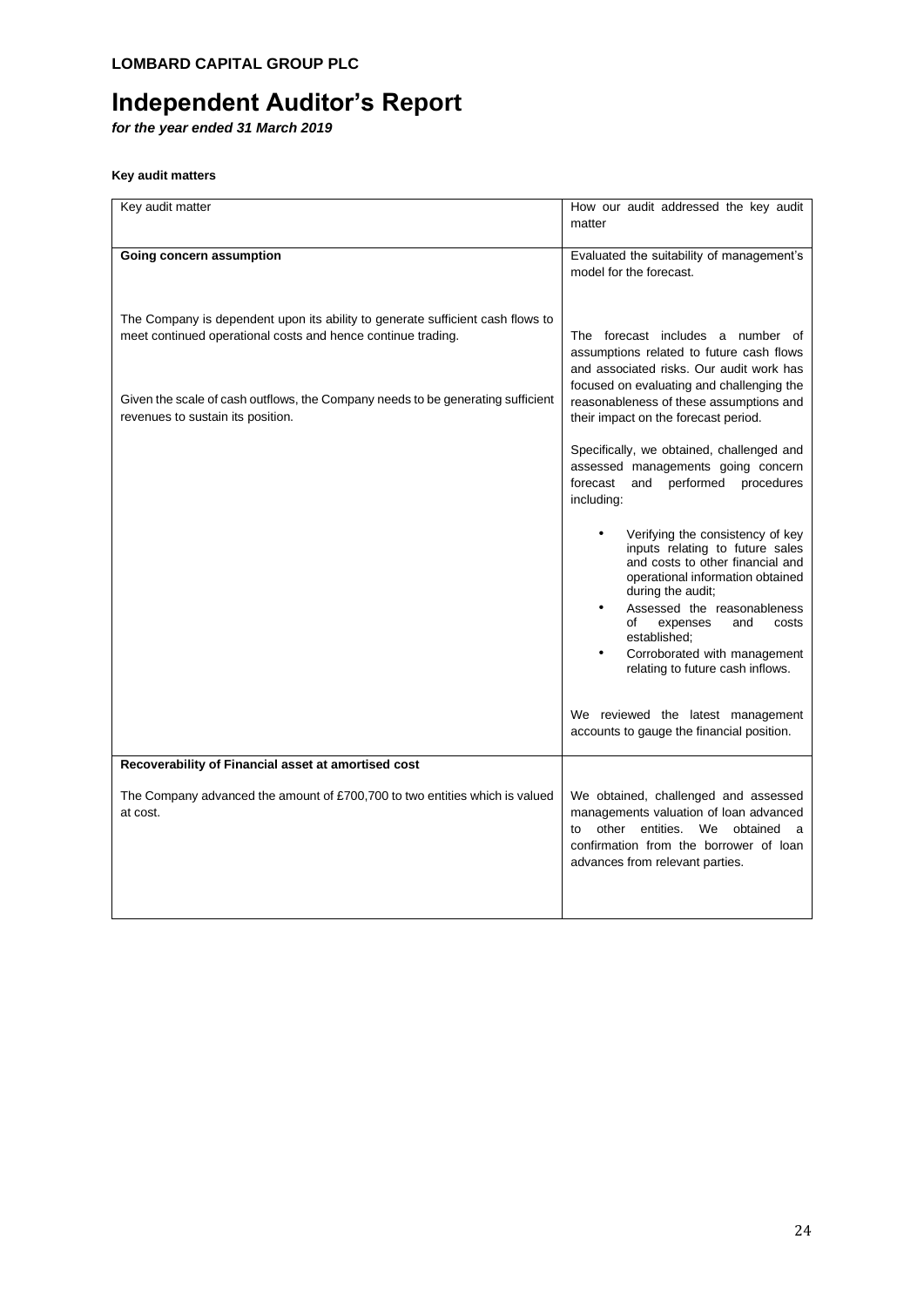**LOMBARD CAPITAL GROUP PLC**

# Independent Auditor's Report

***for the year ended 31 March 2019***

**Key audit matters**

| Key audit matter | How our audit addressed the key audit matter |
|---|---|
| **Going concern assumption**<br><br>The Company is dependent upon its ability to generate sufficient cash flows to meet continued operational costs and hence continue trading.<br><br>Given the scale of cash outflows, the Company needs to be generating sufficient revenues to sustain its position. | Evaluated the suitability of management's model for the forecast.<br><br>The forecast includes a number of assumptions related to future cash flows and associated risks. Our audit work has focused on evaluating and challenging the reasonableness of these assumptions and their impact on the forecast period.<br><br>Specifically, we obtained, challenged and assessed managements going concern forecast and performed procedures including:<br><br>• Verifying the consistency of key inputs relating to future sales and costs to other financial and operational information obtained during the audit;<br>• Assessed the reasonableness of expenses and costs established;<br>• Corroborated with management relating to future cash inflows.<br><br>We reviewed the latest management accounts to gauge the financial position. |
| **Recoverability of Financial asset at amortised cost**<br><br>The Company advanced the amount of £700,700 to two entities which is valued at cost. | We obtained, challenged and assessed managements valuation of loan advanced to other entities. We obtained a confirmation from the borrower of loan advances from relevant parties. |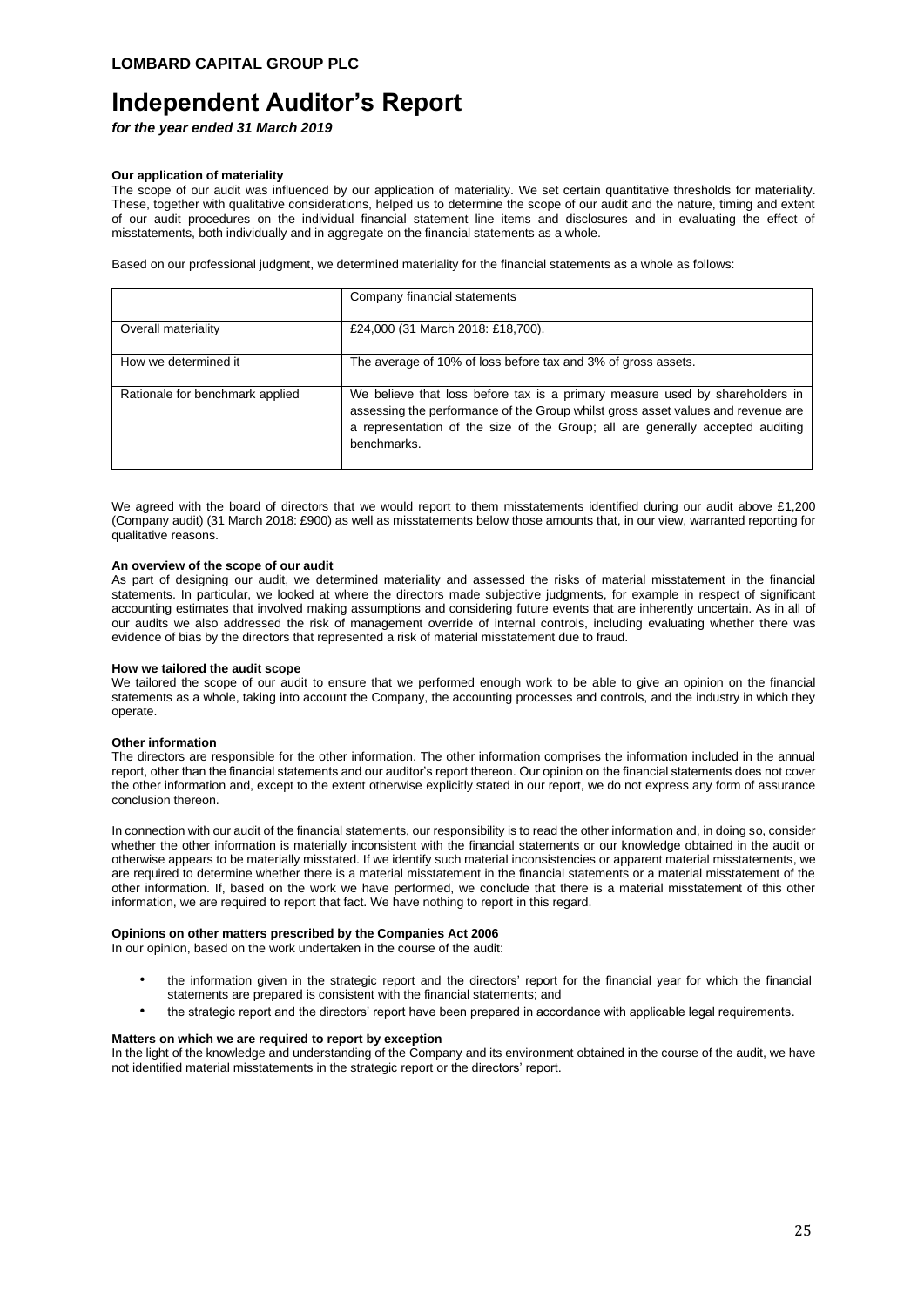# Independent Auditor's Report

*for the year ended 31 March 2019*

**Our application of materiality**

The scope of our audit was influenced by our application of materiality. We set certain quantitative thresholds for materiality. These, together with qualitative considerations, helped us to determine the scope of our audit and the nature, timing and extent of our audit procedures on the individual financial statement line items and disclosures and in evaluating the effect of misstatements, both individually and in aggregate on the financial statements as a whole.

Based on our professional judgment, we determined materiality for the financial statements as a whole as follows:

| | Company financial statements |
|---|---|
| Overall materiality | £24,000 (31 March 2018: £18,700). |
| How we determined it | The average of 10% of loss before tax and 3% of gross assets. |
| Rationale for benchmark applied | We believe that loss before tax is a primary measure used by shareholders in assessing the performance of the Group whilst gross asset values and revenue are a representation of the size of the Group; all are generally accepted auditing benchmarks. |

We agreed with the board of directors that we would report to them misstatements identified during our audit above £1,200 (Company audit) (31 March 2018: £900) as well as misstatements below those amounts that, in our view, warranted reporting for qualitative reasons.

**An overview of the scope of our audit**

As part of designing our audit, we determined materiality and assessed the risks of material misstatement in the financial statements. In particular, we looked at where the directors made subjective judgments, for example in respect of significant accounting estimates that involved making assumptions and considering future events that are inherently uncertain. As in all of our audits we also addressed the risk of management override of internal controls, including evaluating whether there was evidence of bias by the directors that represented a risk of material misstatement due to fraud.

**How we tailored the audit scope**

We tailored the scope of our audit to ensure that we performed enough work to be able to give an opinion on the financial statements as a whole, taking into account the Company, the accounting processes and controls, and the industry in which they operate.

**Other information**

The directors are responsible for the other information. The other information comprises the information included in the annual report, other than the financial statements and our auditor's report thereon. Our opinion on the financial statements does not cover the other information and, except to the extent otherwise explicitly stated in our report, we do not express any form of assurance conclusion thereon.

In connection with our audit of the financial statements, our responsibility is to read the other information and, in doing so, consider whether the other information is materially inconsistent with the financial statements or our knowledge obtained in the audit or otherwise appears to be materially misstated. If we identify such material inconsistencies or apparent material misstatements, we are required to determine whether there is a material misstatement in the financial statements or a material misstatement of the other information. If, based on the work we have performed, we conclude that there is a material misstatement of this other information, we are required to report that fact. We have nothing to report in this regard.

**Opinions on other matters prescribed by the Companies Act 2006**

In our opinion, based on the work undertaken in the course of the audit:

- the information given in the strategic report and the directors' report for the financial year for which the financial statements are prepared is consistent with the financial statements; and
- the strategic report and the directors' report have been prepared in accordance with applicable legal requirements.

**Matters on which we are required to report by exception**

In the light of the knowledge and understanding of the Company and its environment obtained in the course of the audit, we have not identified material misstatements in the strategic report or the directors' report.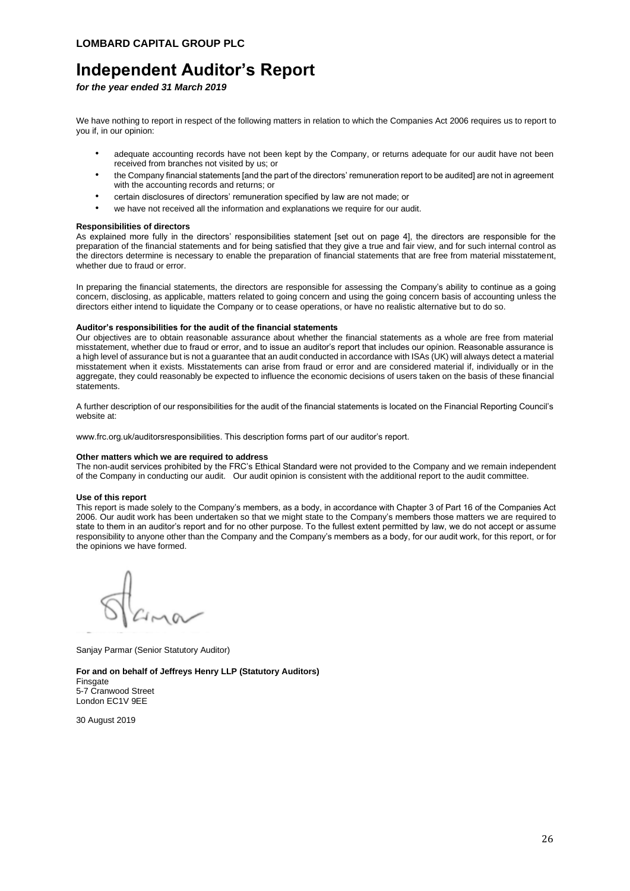**LOMBARD CAPITAL GROUP PLC**

# Independent Auditor's Report

***for the year ended 31 March 2019***

We have nothing to report in respect of the following matters in relation to which the Companies Act 2006 requires us to report to you if, in our opinion:

- adequate accounting records have not been kept by the Company, or returns adequate for our audit have not been received from branches not visited by us; or
- the Company financial statements [and the part of the directors' remuneration report to be audited] are not in agreement with the accounting records and returns; or
- certain disclosures of directors' remuneration specified by law are not made; or
- we have not received all the information and explanations we require for our audit.

**Responsibilities of directors**

As explained more fully in the directors' responsibilities statement [set out on page 4], the directors are responsible for the preparation of the financial statements and for being satisfied that they give a true and fair view, and for such internal control as the directors determine is necessary to enable the preparation of financial statements that are free from material misstatement, whether due to fraud or error.

In preparing the financial statements, the directors are responsible for assessing the Company's ability to continue as a going concern, disclosing, as applicable, matters related to going concern and using the going concern basis of accounting unless the directors either intend to liquidate the Company or to cease operations, or have no realistic alternative but to do so.

**Auditor's responsibilities for the audit of the financial statements**

Our objectives are to obtain reasonable assurance about whether the financial statements as a whole are free from material misstatement, whether due to fraud or error, and to issue an auditor's report that includes our opinion. Reasonable assurance is a high level of assurance but is not a guarantee that an audit conducted in accordance with ISAs (UK) will always detect a material misstatement when it exists. Misstatements can arise from fraud or error and are considered material if, individually or in the aggregate, they could reasonably be expected to influence the economic decisions of users taken on the basis of these financial statements.

A further description of our responsibilities for the audit of the financial statements is located on the Financial Reporting Council's website at:

www.frc.org.uk/auditorsresponsibilities. This description forms part of our auditor's report.

**Other matters which we are required to address**

The non-audit services prohibited by the FRC's Ethical Standard were not provided to the Company and we remain independent of the Company in conducting our audit. Our audit opinion is consistent with the additional report to the audit committee.

**Use of this report**

This report is made solely to the Company's members, as a body, in accordance with Chapter 3 of Part 16 of the Companies Act 2006. Our audit work has been undertaken so that we might state to the Company's members those matters we are required to state to them in an auditor's report and for no other purpose. To the fullest extent permitted by law, we do not accept or assume responsibility to anyone other than the Company and the Company's members as a body, for our audit work, for this report, or for the opinions we have formed.

Sanjay Parmar (Senior Statutory Auditor)

**For and on behalf of Jeffreys Henry LLP (Statutory Auditors)**
Finsgate
5-7 Cranwood Street
London EC1V 9EE

30 August 2019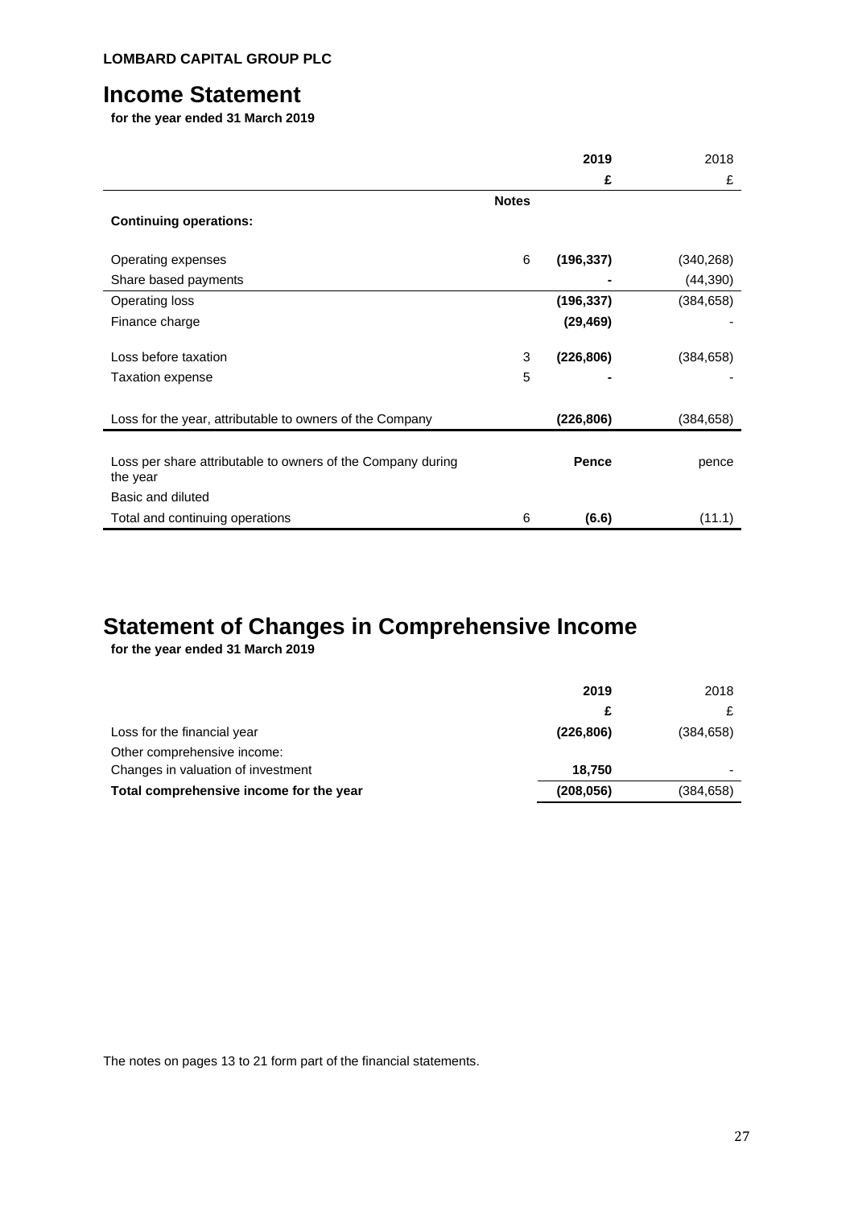**LOMBARD CAPITAL GROUP PLC**

# Income Statement

**for the year ended 31 March 2019**

| | Notes | 2019 £ | 2018 £ |
|---|---|---|---|
| **Continuing operations:** | | | |
| Operating expenses | 6 | **(196,337)** | (340,268) |
| Share based payments | | **-** | (44,390) |
| Operating loss | | **(196,337)** | (384,658) |
| Finance charge | | **(29,469)** | - |
| Loss before taxation | 3 | **(226,806)** | (384,658) |
| Taxation expense | 5 | **-** | - |
| Loss for the year, attributable to owners of the Company | | **(226,806)** | (384,658) |
| Loss per share attributable to owners of the Company during the year | | **Pence** | pence |
| Basic and diluted | | | |
| Total and continuing operations | 6 | **(6.6)** | (11.1) |

# Statement of Changes in Comprehensive Income

**for the year ended 31 March 2019**

| | 2019 £ | 2018 £ |
|---|---|---|
| Loss for the financial year | **(226,806)** | (384,658) |
| Other comprehensive income: | | |
| Changes in valuation of investment | **18,750** | - |
| **Total comprehensive income for the year** | **(208,056)** | (384,658) |

The notes on pages 13 to 21 form part of the financial statements.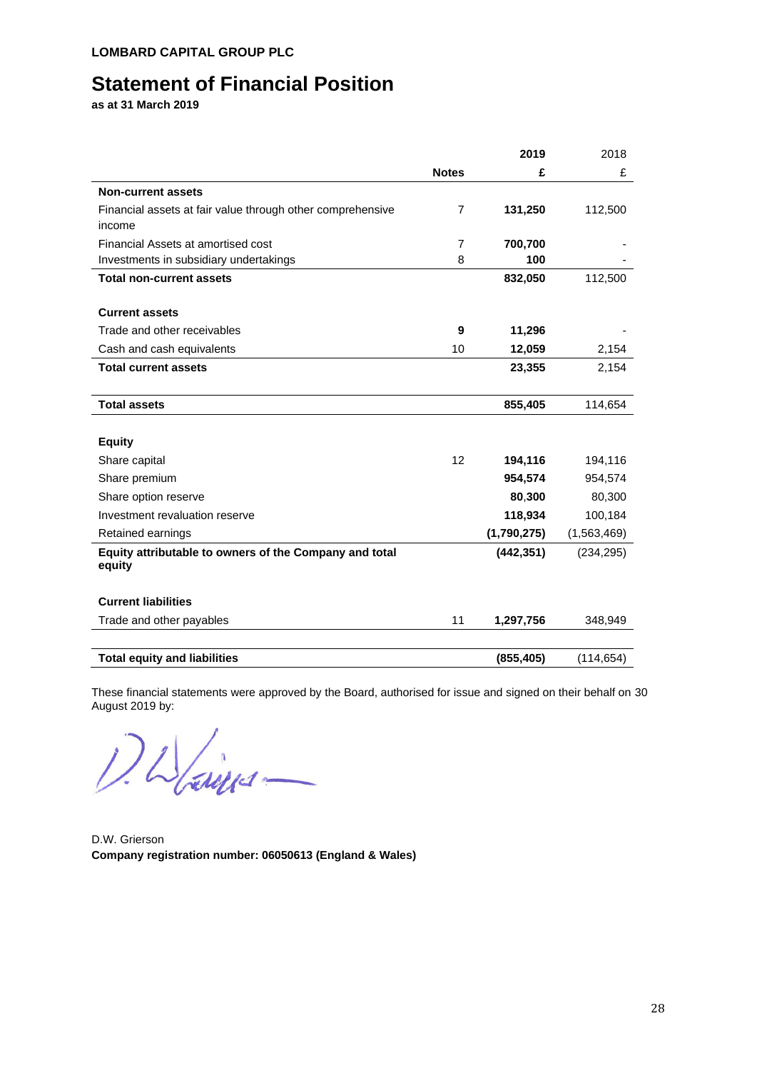**LOMBARD CAPITAL GROUP PLC**

# Statement of Financial Position

**as at 31 March 2019**

| | Notes | 2019 £ | 2018 £ |
|---|---|---|---|
| **Non-current assets** | | | |
| Financial assets at fair value through other comprehensive income | 7 | **131,250** | 112,500 |
| Financial Assets at amortised cost | 7 | **700,700** | - |
| Investments in subsidiary undertakings | 8 | **100** | - |
| **Total non-current assets** | | **832,050** | 112,500 |
| | | | |
| **Current assets** | | | |
| Trade and other receivables | **9** | **11,296** | - |
| Cash and cash equivalents | 10 | **12,059** | 2,154 |
| **Total current assets** | | **23,355** | 2,154 |
| | | | |
| **Total assets** | | **855,405** | 114,654 |
| | | | |
| **Equity** | | | |
| Share capital | 12 | **194,116** | 194,116 |
| Share premium | | **954,574** | 954,574 |
| Share option reserve | | **80,300** | 80,300 |
| Investment revaluation reserve | | **118,934** | 100,184 |
| Retained earnings | | **(1,790,275)** | (1,563,469) |
| **Equity attributable to owners of the Company and total equity** | | **(442,351)** | (234,295) |
| | | | |
| **Current liabilities** | | | |
| Trade and other payables | 11 | **1,297,756** | 348,949 |
| | | | |
| **Total equity and liabilities** | | **(855,405)** | (114,654) |

These financial statements were approved by the Board, authorised for issue and signed on their behalf on 30 August 2019 by:

D.W. Grierson

**Company registration number: 06050613 (England & Wales)**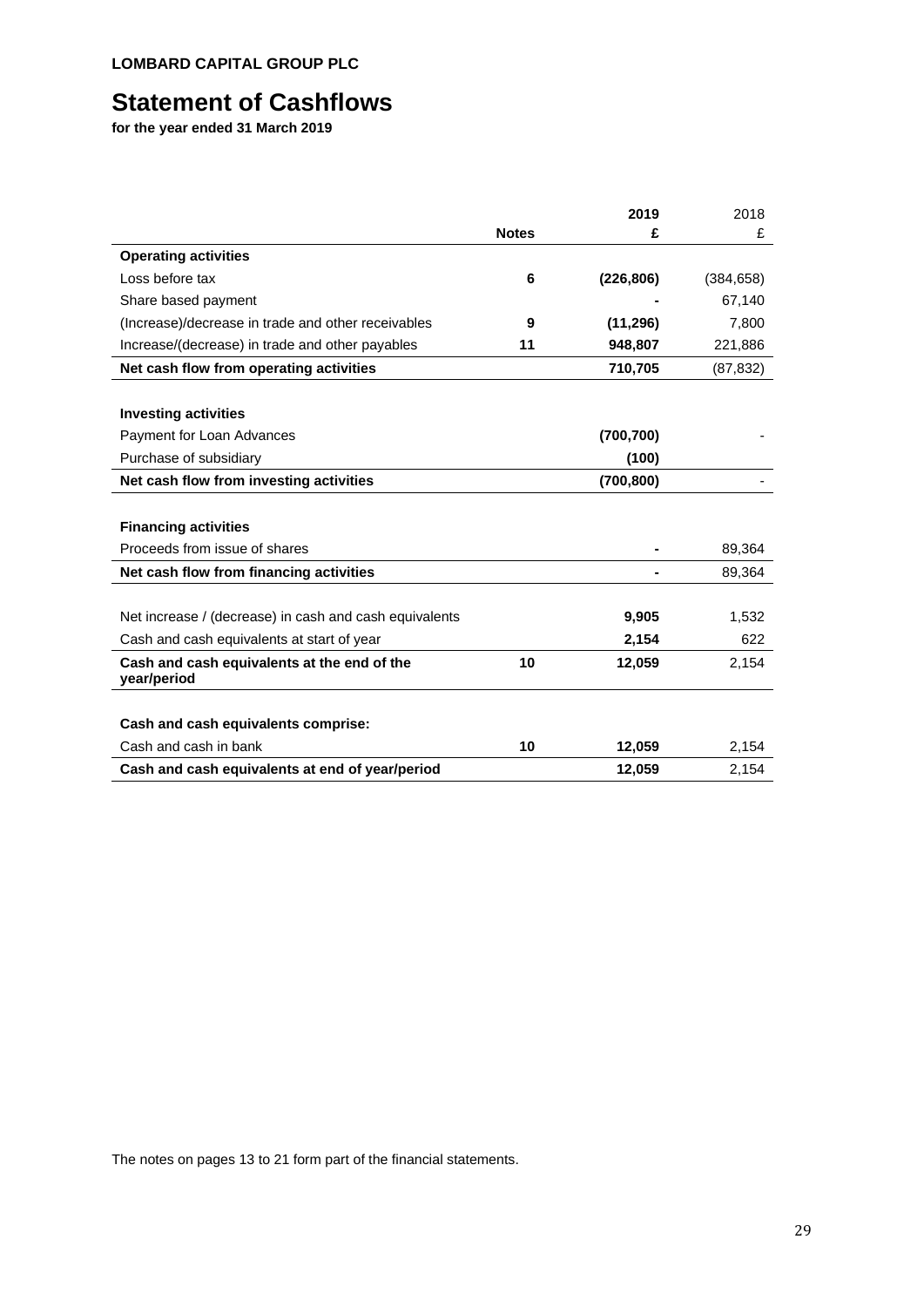**LOMBARD CAPITAL GROUP PLC**

# Statement of Cashflows

**for the year ended 31 March 2019**

| | Notes | 2019 £ | 2018 £ |
|---|---|---|---|
| **Operating activities** | | | |
| Loss before tax | 6 | (226,806) | (384,658) |
| Share based payment | | - | 67,140 |
| (Increase)/decrease in trade and other receivables | 9 | (11,296) | 7,800 |
| Increase/(decrease) in trade and other payables | 11 | 948,807 | 221,886 |
| **Net cash flow from operating activities** | | 710,705 | (87,832) |
| | | | |
| **Investing activities** | | | |
| Payment for Loan Advances | | (700,700) | - |
| Purchase of subsidiary | | (100) | |
| **Net cash flow from investing activities** | | (700,800) | - |
| | | | |
| **Financing activities** | | | |
| Proceeds from issue of shares | | - | 89,364 |
| **Net cash flow from financing activities** | | - | 89,364 |
| | | | |
| Net increase / (decrease) in cash and cash equivalents | | 9,905 | 1,532 |
| Cash and cash equivalents at start of year | | 2,154 | 622 |
| **Cash and cash equivalents at the end of the year/period** | 10 | 12,059 | 2,154 |
| | | | |
| **Cash and cash equivalents comprise:** | | | |
| Cash and cash in bank | 10 | 12,059 | 2,154 |
| **Cash and cash equivalents at end of year/period** | | 12,059 | 2,154 |

The notes on pages 13 to 21 form part of the financial statements.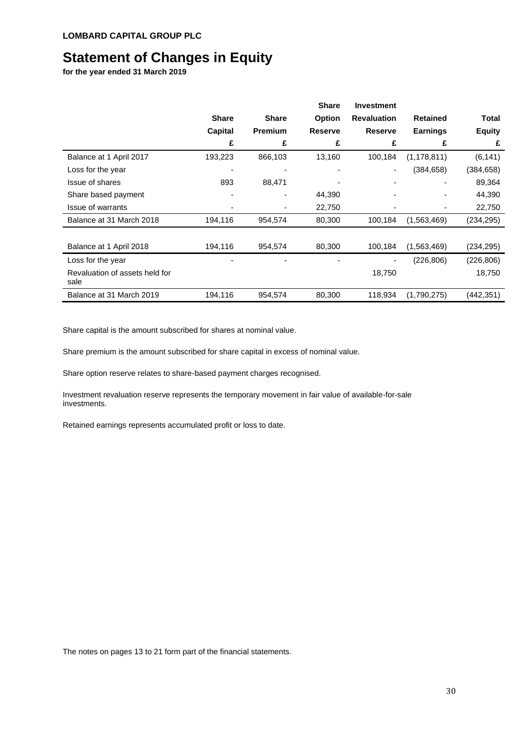**LOMBARD CAPITAL GROUP PLC**

# Statement of Changes in Equity

**for the year ended 31 March 2019**

| | Share Capital | Share Premium | Share Option Reserve | Investment Revaluation Reserve | Retained Earnings | Total Equity |
|---|---|---|---|---|---|---|
| | £ | £ | £ | £ | £ | £ |
| Balance at 1 April 2017 | 193,223 | 866,103 | 13,160 | 100,184 | (1,178,811) | (6,141) |
| Loss for the year | - | - | - | - | (384,658) | (384,658) |
| Issue of shares | 893 | 88,471 | - | - | - | 89,364 |
| Share based payment | - | - | 44,390 | - | - | 44,390 |
| Issue of warrants | - | - | 22,750 | - | - | 22,750 |
| Balance at 31 March 2018 | 194,116 | 954,574 | 80,300 | 100,184 | (1,563,469) | (234,295) |
| | | | | | | |
| Balance at 1 April 2018 | 194,116 | 954,574 | 80,300 | 100,184 | (1,563,469) | (234,295) |
| Loss for the year | - | - | - | - | (226,806) | (226,806) |
| Revaluation of assets held for sale | | | | 18,750 | | 18,750 |
| Balance at 31 March 2019 | 194,116 | 954,574 | 80,300 | 118,934 | (1,790,275) | (442,351) |

Share capital is the amount subscribed for shares at nominal value.

Share premium is the amount subscribed for share capital in excess of nominal value.

Share option reserve relates to share-based payment charges recognised.

Investment revaluation reserve represents the temporary movement in fair value of available-for-sale investments.

Retained earnings represents accumulated profit or loss to date.

The notes on pages 13 to 21 form part of the financial statements.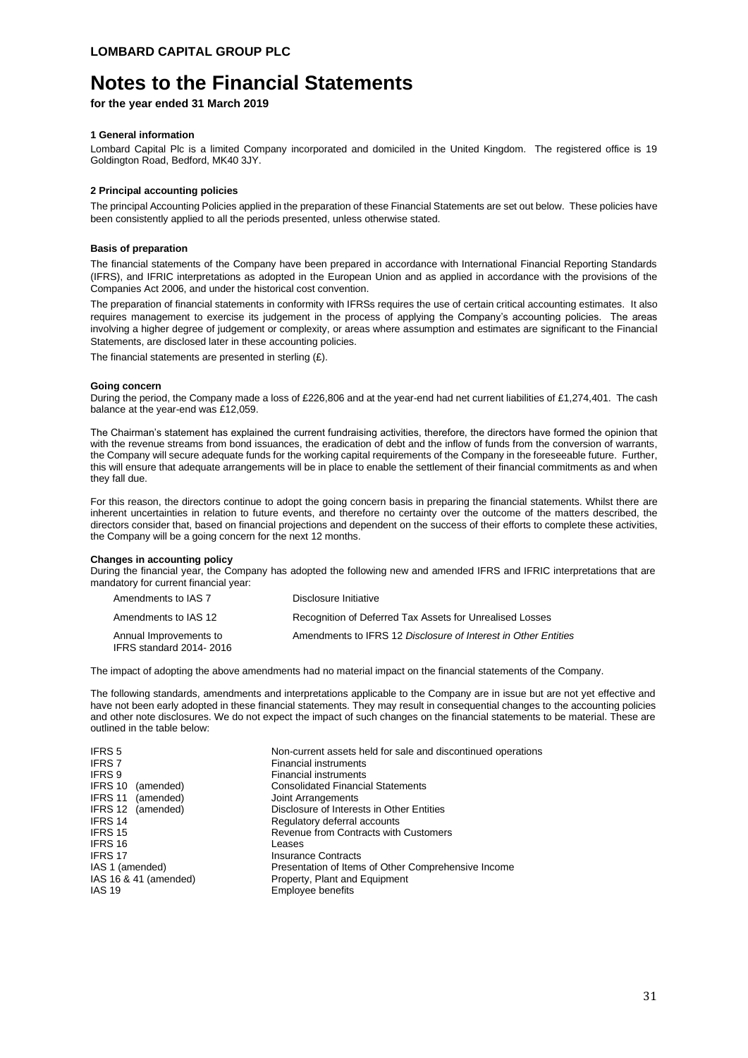**LOMBARD CAPITAL GROUP PLC**

# Notes to the Financial Statements

**for the year ended 31 March 2019**

### 1 General information

Lombard Capital Plc is a limited Company incorporated and domiciled in the United Kingdom. The registered office is 19 Goldington Road, Bedford, MK40 3JY.

### 2 Principal accounting policies

The principal Accounting Policies applied in the preparation of these Financial Statements are set out below. These policies have been consistently applied to all the periods presented, unless otherwise stated.

#### Basis of preparation

The financial statements of the Company have been prepared in accordance with International Financial Reporting Standards (IFRS), and IFRIC interpretations as adopted in the European Union and as applied in accordance with the provisions of the Companies Act 2006, and under the historical cost convention.

The preparation of financial statements in conformity with IFRSs requires the use of certain critical accounting estimates. It also requires management to exercise its judgement in the process of applying the Company's accounting policies. The areas involving a higher degree of judgement or complexity, or areas where assumption and estimates are significant to the Financial Statements, are disclosed later in these accounting policies.

The financial statements are presented in sterling (£).

#### Going concern

During the period, the Company made a loss of £226,806 and at the year-end had net current liabilities of £1,274,401. The cash balance at the year-end was £12,059.

The Chairman's statement has explained the current fundraising activities, therefore, the directors have formed the opinion that with the revenue streams from bond issuances, the eradication of debt and the inflow of funds from the conversion of warrants, the Company will secure adequate funds for the working capital requirements of the Company in the foreseeable future. Further, this will ensure that adequate arrangements will be in place to enable the settlement of their financial commitments as and when they fall due.

For this reason, the directors continue to adopt the going concern basis in preparing the financial statements. Whilst there are inherent uncertainties in relation to future events, and therefore no certainty over the outcome of the matters described, the directors consider that, based on financial projections and dependent on the success of their efforts to complete these activities, the Company will be a going concern for the next 12 months.

#### Changes in accounting policy

During the financial year, the Company has adopted the following new and amended IFRS and IFRIC interpretations that are mandatory for current financial year:

| | |
|---|---|
| Amendments to IAS 7 | Disclosure Initiative |
| Amendments to IAS 12 | Recognition of Deferred Tax Assets for Unrealised Losses |
| Annual Improvements to IFRS standard 2014- 2016 | Amendments to IFRS 12 *Disclosure of Interest in Other Entities* |

The impact of adopting the above amendments had no material impact on the financial statements of the Company.

The following standards, amendments and interpretations applicable to the Company are in issue but are not yet effective and have not been early adopted in these financial statements. They may result in consequential changes to the accounting policies and other note disclosures. We do not expect the impact of such changes on the financial statements to be material. These are outlined in the table below:

| | |
|---|---|
| IFRS 5 | Non-current assets held for sale and discontinued operations |
| IFRS 7 | Financial instruments |
| IFRS 9 | Financial instruments |
| IFRS 10 (amended) | Consolidated Financial Statements |
| IFRS 11 (amended) | Joint Arrangements |
| IFRS 12 (amended) | Disclosure of Interests in Other Entities |
| IFRS 14 | Regulatory deferral accounts |
| IFRS 15 | Revenue from Contracts with Customers |
| IFRS 16 | Leases |
| IFRS 17 | Insurance Contracts |
| IAS 1 (amended) | Presentation of Items of Other Comprehensive Income |
| IAS 16 & 41 (amended) | Property, Plant and Equipment |
| IAS 19 | Employee benefits |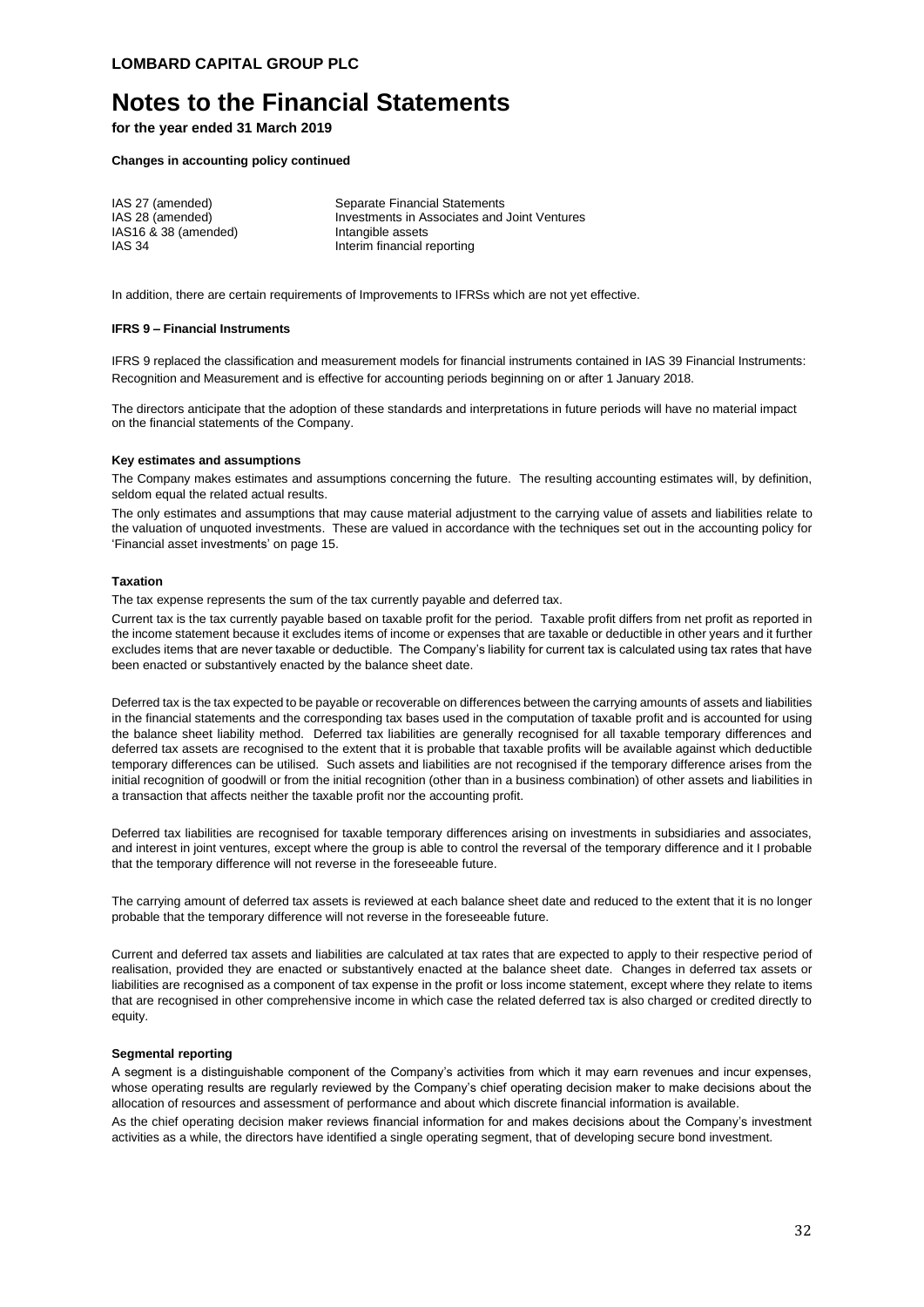**LOMBARD CAPITAL GROUP PLC**

# Notes to the Financial Statements

**for the year ended 31 March 2019**

**Changes in accounting policy continued**

| | |
|---|---|
| IAS 27 (amended) | Separate Financial Statements |
| IAS 28 (amended) | Investments in Associates and Joint Ventures |
| IAS16 & 38 (amended) | Intangible assets |
| IAS 34 | Interim financial reporting |

In addition, there are certain requirements of Improvements to IFRSs which are not yet effective.

**IFRS 9 – Financial Instruments**

IFRS 9 replaced the classification and measurement models for financial instruments contained in IAS 39 Financial Instruments: Recognition and Measurement and is effective for accounting periods beginning on or after 1 January 2018.

The directors anticipate that the adoption of these standards and interpretations in future periods will have no material impact on the financial statements of the Company.

**Key estimates and assumptions**

The Company makes estimates and assumptions concerning the future. The resulting accounting estimates will, by definition, seldom equal the related actual results.

The only estimates and assumptions that may cause material adjustment to the carrying value of assets and liabilities relate to the valuation of unquoted investments. These are valued in accordance with the techniques set out in the accounting policy for 'Financial asset investments' on page 15.

**Taxation**

The tax expense represents the sum of the tax currently payable and deferred tax.

Current tax is the tax currently payable based on taxable profit for the period. Taxable profit differs from net profit as reported in the income statement because it excludes items of income or expenses that are taxable or deductible in other years and it further excludes items that are never taxable or deductible. The Company's liability for current tax is calculated using tax rates that have been enacted or substantively enacted by the balance sheet date.

Deferred tax is the tax expected to be payable or recoverable on differences between the carrying amounts of assets and liabilities in the financial statements and the corresponding tax bases used in the computation of taxable profit and is accounted for using the balance sheet liability method. Deferred tax liabilities are generally recognised for all taxable temporary differences and deferred tax assets are recognised to the extent that it is probable that taxable profits will be available against which deductible temporary differences can be utilised. Such assets and liabilities are not recognised if the temporary difference arises from the initial recognition of goodwill or from the initial recognition (other than in a business combination) of other assets and liabilities in a transaction that affects neither the taxable profit nor the accounting profit.

Deferred tax liabilities are recognised for taxable temporary differences arising on investments in subsidiaries and associates, and interest in joint ventures, except where the group is able to control the reversal of the temporary difference and it I probable that the temporary difference will not reverse in the foreseeable future.

The carrying amount of deferred tax assets is reviewed at each balance sheet date and reduced to the extent that it is no longer probable that the temporary difference will not reverse in the foreseeable future.

Current and deferred tax assets and liabilities are calculated at tax rates that are expected to apply to their respective period of realisation, provided they are enacted or substantively enacted at the balance sheet date. Changes in deferred tax assets or liabilities are recognised as a component of tax expense in the profit or loss income statement, except where they relate to items that are recognised in other comprehensive income in which case the related deferred tax is also charged or credited directly to equity.

**Segmental reporting**

A segment is a distinguishable component of the Company's activities from which it may earn revenues and incur expenses, whose operating results are regularly reviewed by the Company's chief operating decision maker to make decisions about the allocation of resources and assessment of performance and about which discrete financial information is available.

As the chief operating decision maker reviews financial information for and makes decisions about the Company's investment activities as a while, the directors have identified a single operating segment, that of developing secure bond investment.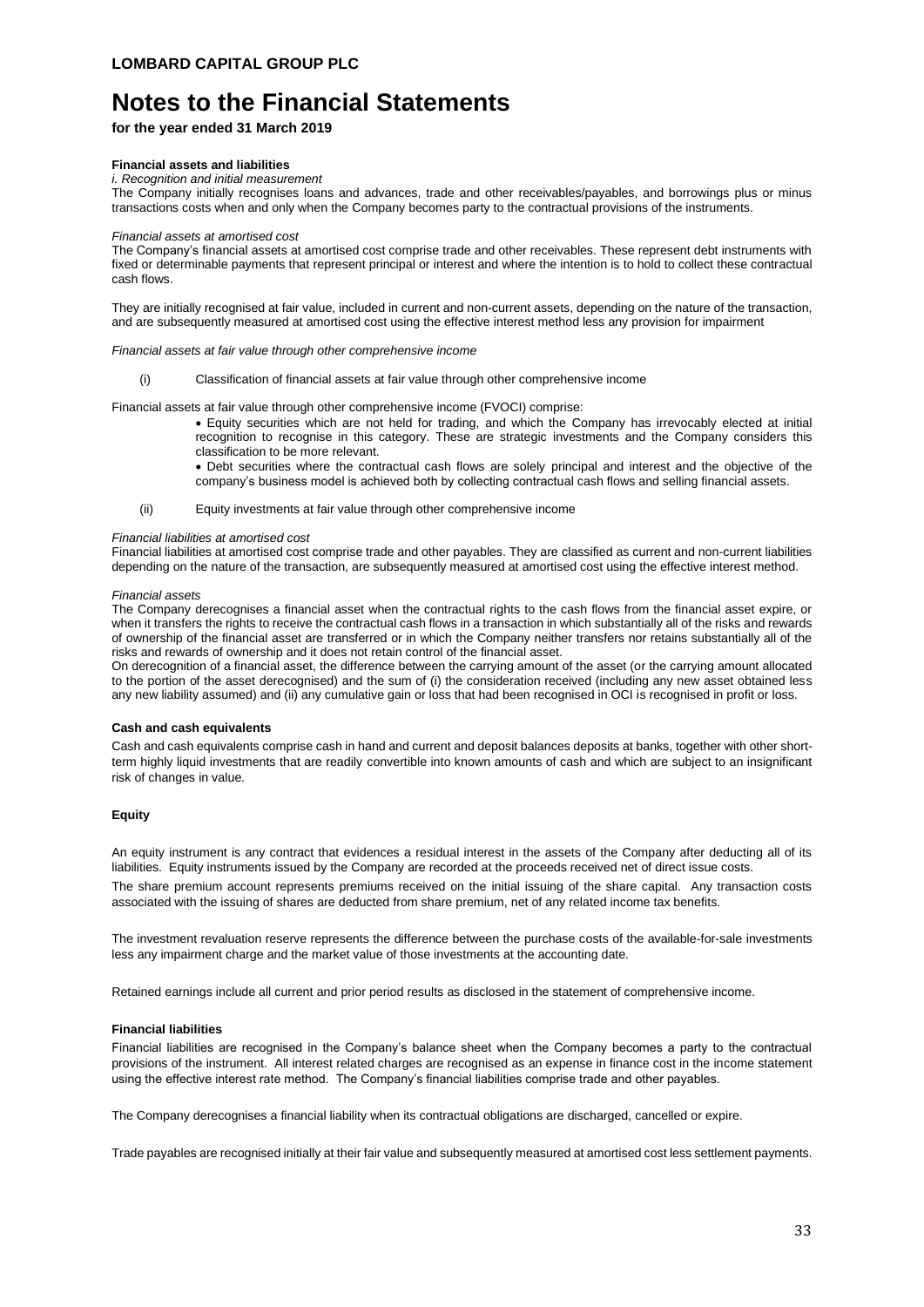# Notes to the Financial Statements

**for the year ended 31 March 2019**

**Financial assets and liabilities**

*i. Recognition and initial measurement*

The Company initially recognises loans and advances, trade and other receivables/payables, and borrowings plus or minus transactions costs when and only when the Company becomes party to the contractual provisions of the instruments.

*Financial assets at amortised cost*

The Company's financial assets at amortised cost comprise trade and other receivables. These represent debt instruments with fixed or determinable payments that represent principal or interest and where the intention is to hold to collect these contractual cash flows.

They are initially recognised at fair value, included in current and non-current assets, depending on the nature of the transaction, and are subsequently measured at amortised cost using the effective interest method less any provision for impairment

*Financial assets at fair value through other comprehensive income*

(i) Classification of financial assets at fair value through other comprehensive income

Financial assets at fair value through other comprehensive income (FVOCI) comprise:

- Equity securities which are not held for trading, and which the Company has irrevocably elected at initial recognition to recognise in this category. These are strategic investments and the Company considers this classification to be more relevant.
- Debt securities where the contractual cash flows are solely principal and interest and the objective of the company's business model is achieved both by collecting contractual cash flows and selling financial assets.

(ii) Equity investments at fair value through other comprehensive income

*Financial liabilities at amortised cost*

Financial liabilities at amortised cost comprise trade and other payables. They are classified as current and non-current liabilities depending on the nature of the transaction, are subsequently measured at amortised cost using the effective interest method.

*Financial assets*

The Company derecognises a financial asset when the contractual rights to the cash flows from the financial asset expire, or when it transfers the rights to receive the contractual cash flows in a transaction in which substantially all of the risks and rewards of ownership of the financial asset are transferred or in which the Company neither transfers nor retains substantially all of the risks and rewards of ownership and it does not retain control of the financial asset.

On derecognition of a financial asset, the difference between the carrying amount of the asset (or the carrying amount allocated to the portion of the asset derecognised) and the sum of (i) the consideration received (including any new asset obtained less any new liability assumed) and (ii) any cumulative gain or loss that had been recognised in OCI is recognised in profit or loss.

**Cash and cash equivalents**

Cash and cash equivalents comprise cash in hand and current and deposit balances deposits at banks, together with other short-term highly liquid investments that are readily convertible into known amounts of cash and which are subject to an insignificant risk of changes in value.

**Equity**

An equity instrument is any contract that evidences a residual interest in the assets of the Company after deducting all of its liabilities. Equity instruments issued by the Company are recorded at the proceeds received net of direct issue costs.

The share premium account represents premiums received on the initial issuing of the share capital. Any transaction costs associated with the issuing of shares are deducted from share premium, net of any related income tax benefits.

The investment revaluation reserve represents the difference between the purchase costs of the available-for-sale investments less any impairment charge and the market value of those investments at the accounting date.

Retained earnings include all current and prior period results as disclosed in the statement of comprehensive income.

**Financial liabilities**

Financial liabilities are recognised in the Company's balance sheet when the Company becomes a party to the contractual provisions of the instrument. All interest related charges are recognised as an expense in finance cost in the income statement using the effective interest rate method. The Company's financial liabilities comprise trade and other payables.

The Company derecognises a financial liability when its contractual obligations are discharged, cancelled or expire.

Trade payables are recognised initially at their fair value and subsequently measured at amortised cost less settlement payments.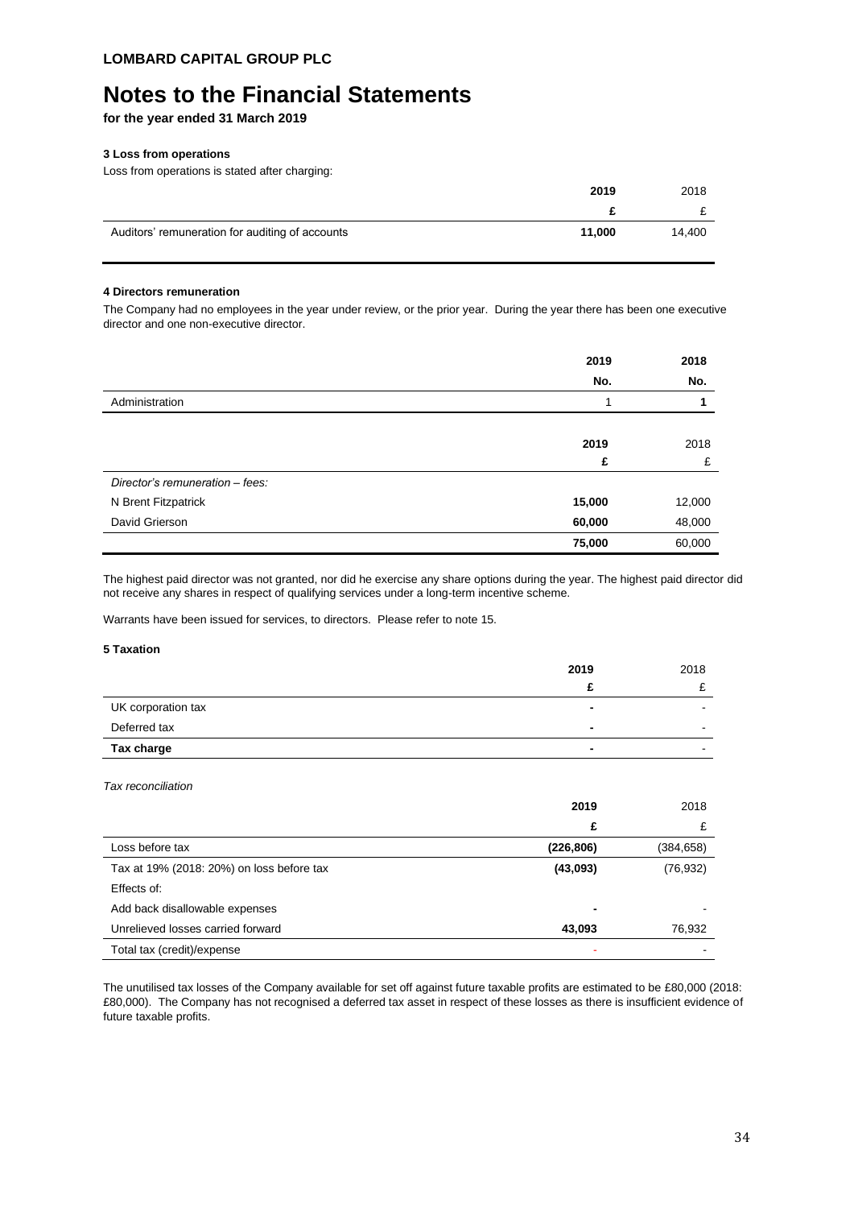**LOMBARD CAPITAL GROUP PLC**

# Notes to the Financial Statements

**for the year ended 31 March 2019**

### 3 Loss from operations

Loss from operations is stated after charging:

| | 2019 | 2018 |
|---|---|---|
| | £ | £ |
| Auditors' remuneration for auditing of accounts | 11,000 | 14,400 |

### 4 Directors remuneration

The Company had no employees in the year under review, or the prior year. During the year there has been one executive director and one non-executive director.

| | 2019 | 2018 |
|---|---|---|
| | No. | No. |
| Administration | 1 | 1 |

| | 2019 | 2018 |
|---|---|---|
| | £ | £ |
| *Director's remuneration – fees:* | | |
| N Brent Fitzpatrick | 15,000 | 12,000 |
| David Grierson | 60,000 | 48,000 |
| | 75,000 | 60,000 |

The highest paid director was not granted, nor did he exercise any share options during the year. The highest paid director did not receive any shares in respect of qualifying services under a long-term incentive scheme.

Warrants have been issued for services, to directors. Please refer to note 15.

### 5 Taxation

| | 2019 | 2018 |
|---|---|---|
| | £ | £ |
| UK corporation tax | - | - |
| Deferred tax | - | - |
| **Tax charge** | - | - |

*Tax reconciliation*

| | 2019 | 2018 |
|---|---|---|
| | £ | £ |
| Loss before tax | (226,806) | (384,658) |
| Tax at 19% (2018: 20%) on loss before tax | (43,093) | (76,932) |
| Effects of: | | |
| Add back disallowable expenses | - | - |
| Unrelieved losses carried forward | 43,093 | 76,932 |
| Total tax (credit)/expense | - | - |

The unutilised tax losses of the Company available for set off against future taxable profits are estimated to be £80,000 (2018: £80,000). The Company has not recognised a deferred tax asset in respect of these losses as there is insufficient evidence of future taxable profits.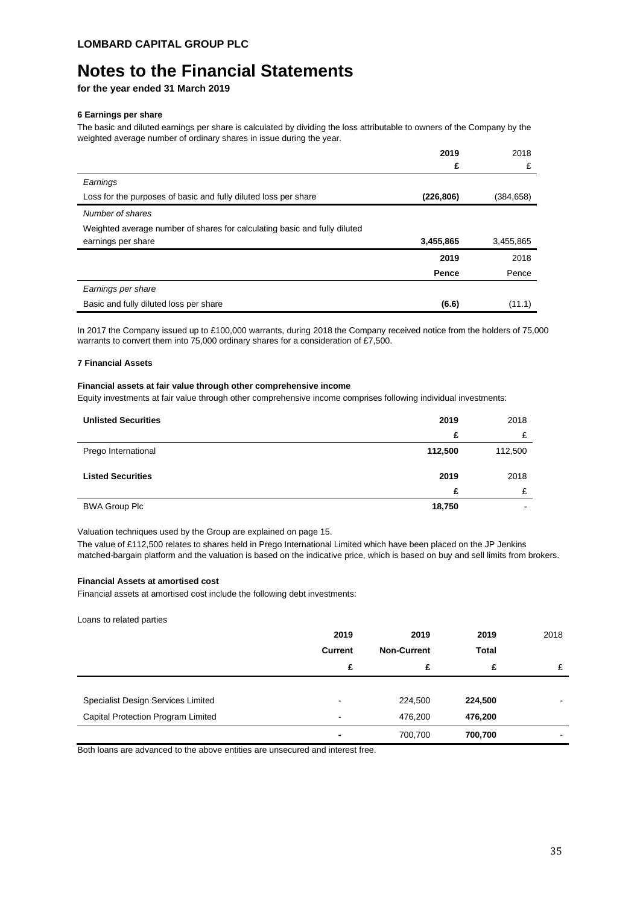**LOMBARD CAPITAL GROUP PLC**

# Notes to the Financial Statements

**for the year ended 31 March 2019**

### 6 Earnings per share

The basic and diluted earnings per share is calculated by dividing the loss attributable to owners of the Company by the weighted average number of ordinary shares in issue during the year.

| | 2019 | 2018 |
|---|---|---|
| | £ | £ |
| *Earnings* | | |
| Loss for the purposes of basic and fully diluted loss per share | (226,806) | (384,658) |
| *Number of shares* | | |
| Weighted average number of shares for calculating basic and fully diluted earnings per share | 3,455,865 | 3,455,865 |
| | **2019** | 2018 |
| | **Pence** | Pence |
| *Earnings per share* | | |
| Basic and fully diluted loss per share | (6.6) | (11.1) |

In 2017 the Company issued up to £100,000 warrants, during 2018 the Company received notice from the holders of 75,000 warrants to convert them into 75,000 ordinary shares for a consideration of £7,500.

### 7 Financial Assets

**Financial assets at fair value through other comprehensive income**

Equity investments at fair value through other comprehensive income comprises following individual investments:

| **Unlisted Securities** | 2019 | 2018 |
|---|---|---|
| | £ | £ |
| Prego International | 112,500 | 112,500 |

| **Listed Securities** | 2019 | 2018 |
|---|---|---|
| | £ | £ |
| BWA Group Plc | 18,750 | - |

Valuation techniques used by the Group are explained on page 15.

The value of £112,500 relates to shares held in Prego International Limited which have been placed on the JP Jenkins matched-bargain platform and the valuation is based on the indicative price, which is based on buy and sell limits from brokers.

**Financial Assets at amortised cost**

Financial assets at amortised cost include the following debt investments:

Loans to related parties

| | 2019 | 2019 | 2019 | 2018 |
|---|---|---|---|---|
| | Current | Non-Current | Total | |
| | £ | £ | £ | £ |
| Specialist Design Services Limited | - | 224,500 | 224,500 | - |
| Capital Protection Program Limited | - | 476,200 | 476,200 | - |
| | - | 700,700 | 700,700 | - |

Both loans are advanced to the above entities are unsecured and interest free.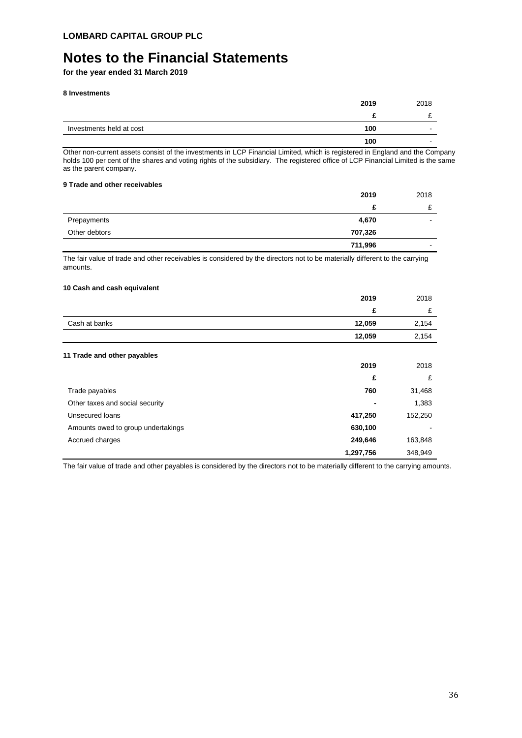**LOMBARD CAPITAL GROUP PLC**

# Notes to the Financial Statements

**for the year ended 31 March 2019**

### 8 Investments

| | 2019 | 2018 |
|---|---|---|
| | **£** | £ |
| Investments held at cost | **100** | - |
| | **100** | - |

Other non-current assets consist of the investments in LCP Financial Limited, which is registered in England and the Company holds 100 per cent of the shares and voting rights of the subsidiary. The registered office of LCP Financial Limited is the same as the parent company.

### 9 Trade and other receivables

| | 2019 | 2018 |
|---|---|---|
| | **£** | £ |
| Prepayments | **4,670** | - |
| Other debtors | **707,326** | |
| | **711,996** | - |

The fair value of trade and other receivables is considered by the directors not to be materially different to the carrying amounts.

### 10 Cash and cash equivalent

| | 2019 | 2018 |
|---|---|---|
| | **£** | £ |
| Cash at banks | **12,059** | 2,154 |
| | **12,059** | 2,154 |

### 11 Trade and other payables

| | 2019 | 2018 |
|---|---|---|
| | **£** | £ |
| Trade payables | **760** | 31,468 |
| Other taxes and social security | **-** | 1,383 |
| Unsecured loans | **417,250** | 152,250 |
| Amounts owed to group undertakings | **630,100** | - |
| Accrued charges | **249,646** | 163,848 |
| | **1,297,756** | 348,949 |

The fair value of trade and other payables is considered by the directors not to be materially different to the carrying amounts.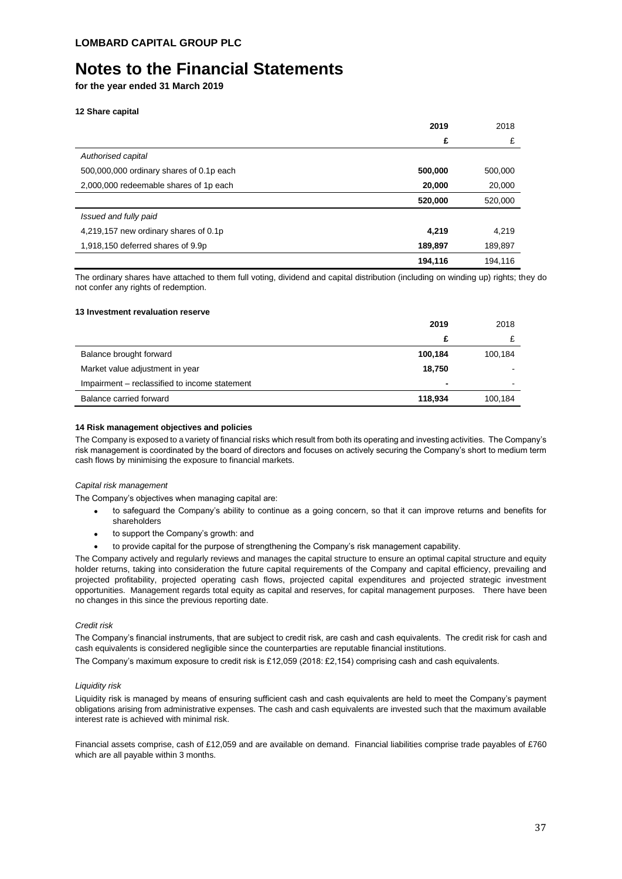**LOMBARD CAPITAL GROUP PLC**

# Notes to the Financial Statements

**for the year ended 31 March 2019**

#### 12 Share capital

| | 2019 | 2018 |
|---|---|---|
| | £ | £ |
| *Authorised capital* | | |
| 500,000,000 ordinary shares of 0.1p each | **500,000** | 500,000 |
| 2,000,000 redeemable shares of 1p each | **20,000** | 20,000 |
| | **520,000** | 520,000 |
| *Issued and fully paid* | | |
| 4,219,157 new ordinary shares of 0.1p | **4,219** | 4,219 |
| 1,918,150 deferred shares of 9.9p | **189,897** | 189,897 |
| | **194,116** | 194,116 |

The ordinary shares have attached to them full voting, dividend and capital distribution (including on winding up) rights; they do not confer any rights of redemption.

#### 13 Investment revaluation reserve

| | 2019 | 2018 |
|---|---|---|
| | £ | £ |
| Balance brought forward | **100,184** | 100,184 |
| Market value adjustment in year | **18,750** | - |
| Impairment – reclassified to income statement | **-** | - |
| Balance carried forward | **118,934** | 100,184 |

#### 14 Risk management objectives and policies

The Company is exposed to a variety of financial risks which result from both its operating and investing activities. The Company's risk management is coordinated by the board of directors and focuses on actively securing the Company's short to medium term cash flows by minimising the exposure to financial markets.

*Capital risk management*

The Company's objectives when managing capital are:

- to safeguard the Company's ability to continue as a going concern, so that it can improve returns and benefits for shareholders
- to support the Company's growth: and
- to provide capital for the purpose of strengthening the Company's risk management capability.

The Company actively and regularly reviews and manages the capital structure to ensure an optimal capital structure and equity holder returns, taking into consideration the future capital requirements of the Company and capital efficiency, prevailing and projected profitability, projected operating cash flows, projected capital expenditures and projected strategic investment opportunities. Management regards total equity as capital and reserves, for capital management purposes. There have been no changes in this since the previous reporting date.

*Credit risk*

The Company's financial instruments, that are subject to credit risk, are cash and cash equivalents. The credit risk for cash and cash equivalents is considered negligible since the counterparties are reputable financial institutions.

The Company's maximum exposure to credit risk is £12,059 (2018: £2,154) comprising cash and cash equivalents.

*Liquidity risk*

Liquidity risk is managed by means of ensuring sufficient cash and cash equivalents are held to meet the Company's payment obligations arising from administrative expenses. The cash and cash equivalents are invested such that the maximum available interest rate is achieved with minimal risk.

Financial assets comprise, cash of £12,059 and are available on demand. Financial liabilities comprise trade payables of £760 which are all payable within 3 months.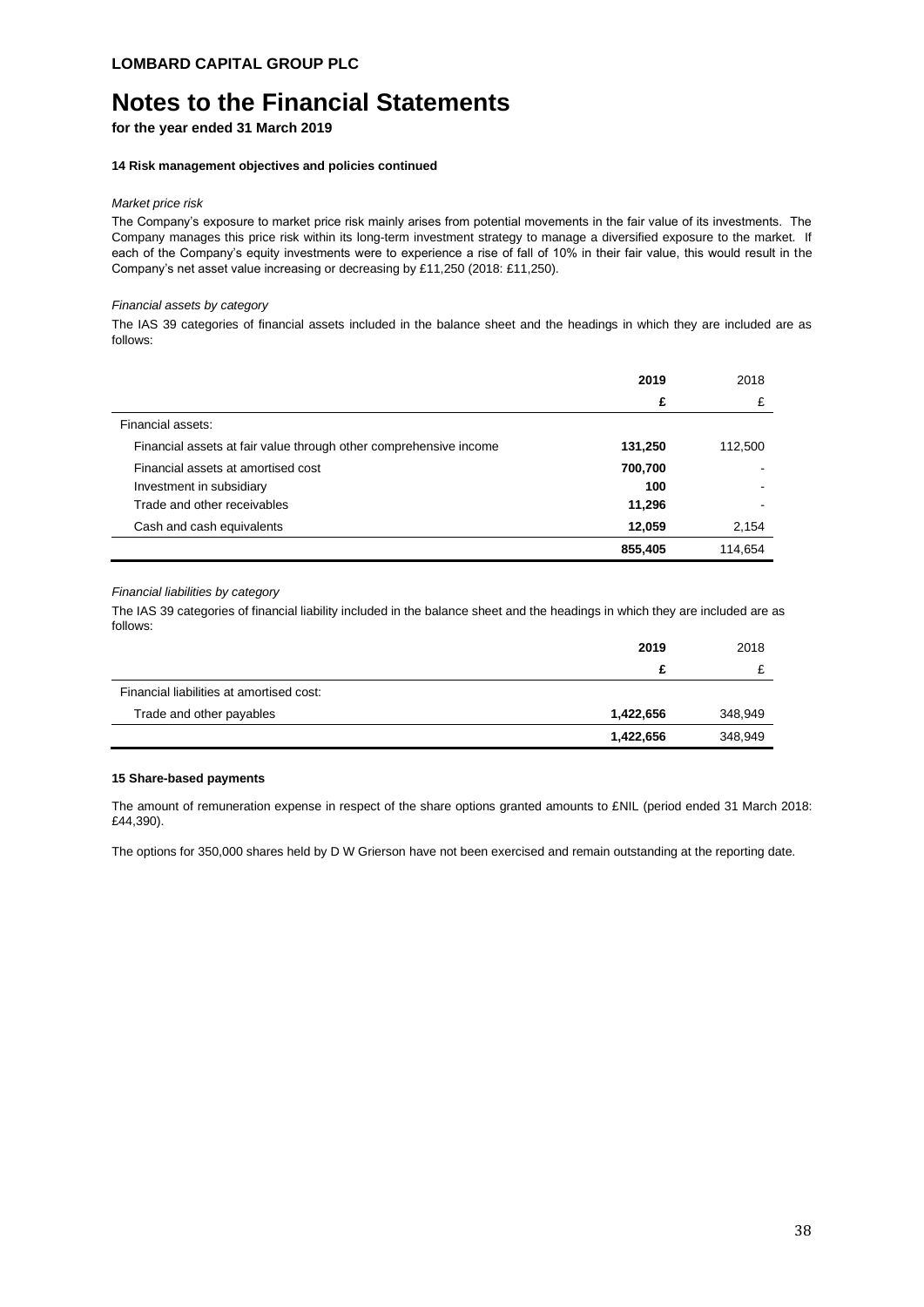**LOMBARD CAPITAL GROUP PLC**

# Notes to the Financial Statements

**for the year ended 31 March 2019**

**14 Risk management objectives and policies continued**

*Market price risk*

The Company's exposure to market price risk mainly arises from potential movements in the fair value of its investments. The Company manages this price risk within its long-term investment strategy to manage a diversified exposure to the market. If each of the Company's equity investments were to experience a rise of fall of 10% in their fair value, this would result in the Company's net asset value increasing or decreasing by £11,250 (2018: £11,250).

*Financial assets by category*

The IAS 39 categories of financial assets included in the balance sheet and the headings in which they are included are as follows:

| | **2019** | 2018 |
|---|---|---|
| | **£** | £ |
| Financial assets: | | |
| Financial assets at fair value through other comprehensive income | **131,250** | 112,500 |
| Financial assets at amortised cost | **700,700** | - |
| Investment in subsidiary | **100** | - |
| Trade and other receivables | **11,296** | - |
| Cash and cash equivalents | **12,059** | 2,154 |
| | **855,405** | 114,654 |

*Financial liabilities by category*

The IAS 39 categories of financial liability included in the balance sheet and the headings in which they are included are as follows:

| | **2019** | 2018 |
|---|---|---|
| | **£** | £ |
| Financial liabilities at amortised cost: | | |
| Trade and other payables | **1,422,656** | 348,949 |
| | **1,422,656** | 348,949 |

**15 Share-based payments**

The amount of remuneration expense in respect of the share options granted amounts to £NIL (period ended 31 March 2018: £44,390).

The options for 350,000 shares held by D W Grierson have not been exercised and remain outstanding at the reporting date.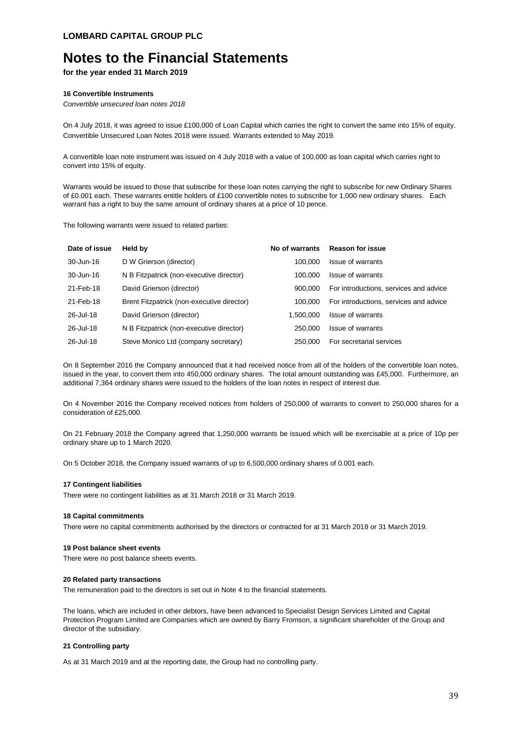**LOMBARD CAPITAL GROUP PLC**

# Notes to the Financial Statements

**for the year ended 31 March 2019**

### 16 Convertible Instruments

*Convertible unsecured loan notes 2018*

On 4 July 2018, it was agreed to issue £100,000 of Loan Capital which carries the right to convert the same into 15% of equity. Convertible Unsecured Loan Notes 2018 were issued. Warrants extended to May 2019.

A convertible loan note instrument was issued on 4 July 2018 with a value of 100,000 as loan capital which carries right to convert into 15% of equity.

Warrants would be issued to those that subscribe for these loan notes carrying the right to subscribe for new Ordinary Shares of £0.001 each. These warrants entitle holders of £100 convertible notes to subscribe for 1,000 new ordinary shares. Each warrant has a right to buy the same amount of ordinary shares at a price of 10 pence.

The following warrants were issued to related parties:

| Date of issue | Held by | No of warrants | Reason for issue |
|---|---|---|---|
| 30-Jun-16 | D W Grierson (director) | 100,000 | Issue of warrants |
| 30-Jun-16 | N B Fitzpatrick (non-executive director) | 100,000 | Issue of warrants |
| 21-Feb-18 | David Grierson (director) | 900,000 | For introductions, services and advice |
| 21-Feb-18 | Brent Fitzpatrick (non-executive director) | 100,000 | For introductions, services and advice |
| 26-Jul-18 | David Grierson (director) | 1,500,000 | Issue of warrants |
| 26-Jul-18 | N B Fitzpatrick (non-executive director) | 250,000 | Issue of warrants |
| 26-Jul-18 | Steve Monico Ltd (company secretary) | 250,000 | For secretarial services |

On 8 September 2016 the Company announced that it had received notice from all of the holders of the convertible loan notes, issued in the year, to convert them into 450,000 ordinary shares. The total amount outstanding was £45,000. Furthermore, an additional 7,364 ordinary shares were issued to the holders of the loan notes in respect of interest due.

On 4 November 2016 the Company received notices from holders of 250,000 of warrants to convert to 250,000 shares for a consideration of £25,000.

On 21 February 2018 the Company agreed that 1,250,000 warrants be issued which will be exercisable at a price of 10p per ordinary share up to 1 March 2020.

On 5 October 2018, the Company issued warrants of up to 6,500,000 ordinary shares of 0.001 each.

### 17 Contingent liabilities

There were no contingent liabilities as at 31 March 2018 or 31 March 2019.

### 18 Capital commitments

There were no capital commitments authorised by the directors or contracted for at 31 March 2018 or 31 March 2019.

### 19 Post balance sheet events

There were no post balance sheets events.

### 20 Related party transactions

The remuneration paid to the directors is set out in Note 4 to the financial statements.

The loans, which are included in other debtors, have been advanced to Specialist Design Services Limited and Capital Protection Program Limited are Companies which are owned by Barry Fromson, a significant shareholder of the Group and director of the subsidiary.

### 21 Controlling party

As at 31 March 2019 and at the reporting date, the Group had no controlling party.